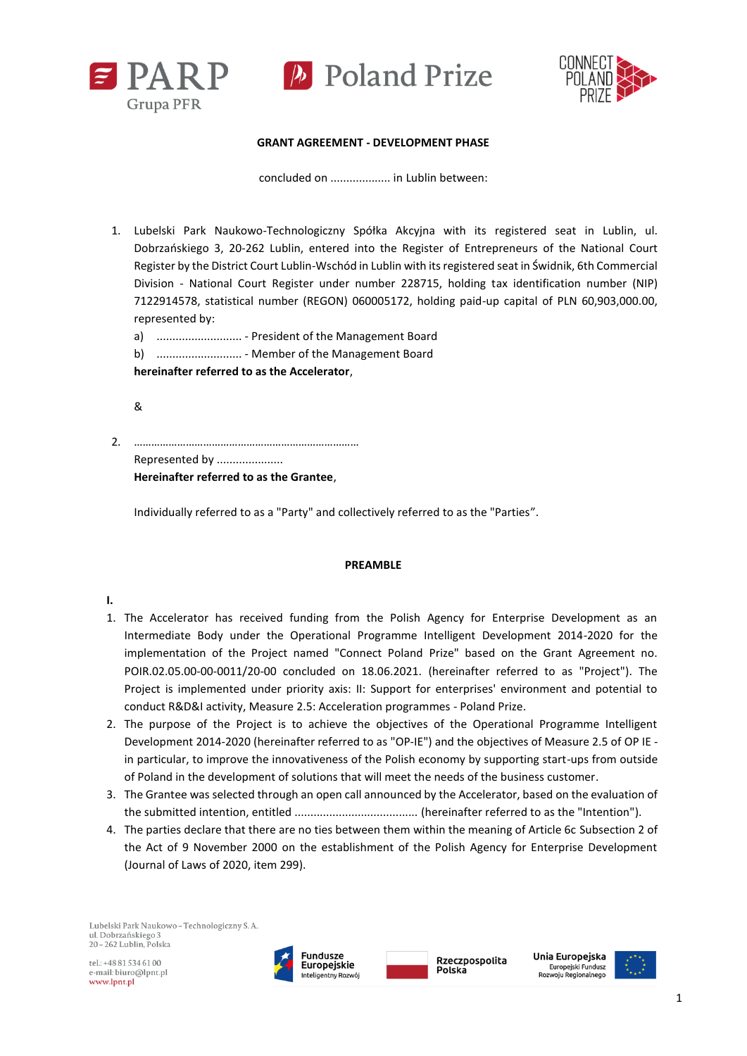# GRANT AGREEMENT - DEVELOPMENT PHASE

concluded on .................. in Lublin between:

1. Lubelski Park Naukowo-Technologiczny Spółka Akcyjna with its registered seat in Lublin, ul. Dobrzańskiego 3, 20-262 Lublin, entered into the Register of Entrepreneurs of the National Court Register by the District Court Lublin-Wschód in Lublin with its registered seat in Świdnik, 6th Commercial Division - National Court Register under number 228715, holding tax identification number (NIP) 7122914578, statistical number (REGON) 060005172, holding paid-up capital of PLN 60,903,000.00, represented by:
   a) .......................... - President of the Management Board
   b) .......................... - Member of the Management Board

   **hereinafter referred to as the Accelerator**,

   &

2. …………………………………………………………………

   Represented by ....................

   **Hereinafter referred to as the Grantee**,

   Individually referred to as a "Party" and collectively referred to as the "Parties".

## PREAMBLE

**I.**

1. The Accelerator has received funding from the Polish Agency for Enterprise Development as an Intermediate Body under the Operational Programme Intelligent Development 2014-2020 for the implementation of the Project named "Connect Poland Prize" based on the Grant Agreement no. POIR.02.05.00-00-0011/20-00 concluded on 18.06.2021. (hereinafter referred to as "Project"). The Project is implemented under priority axis: II: Support for enterprises' environment and potential to conduct R&D&I activity, Measure 2.5: Acceleration programmes - Poland Prize.
2. The purpose of the Project is to achieve the objectives of the Operational Programme Intelligent Development 2014-2020 (hereinafter referred to as "OP-IE") and the objectives of Measure 2.5 of OP IE - in particular, to improve the innovativeness of the Polish economy by supporting start-ups from outside of Poland in the development of solutions that will meet the needs of the business customer.
3. The Grantee was selected through an open call announced by the Accelerator, based on the evaluation of the submitted intention, entitled ...................................... (hereinafter referred to as the "Intention").
4. The parties declare that there are no ties between them within the meaning of Article 6c Subsection 2 of the Act of 9 November 2000 on the establishment of the Polish Agency for Enterprise Development (Journal of Laws of 2020, item 299).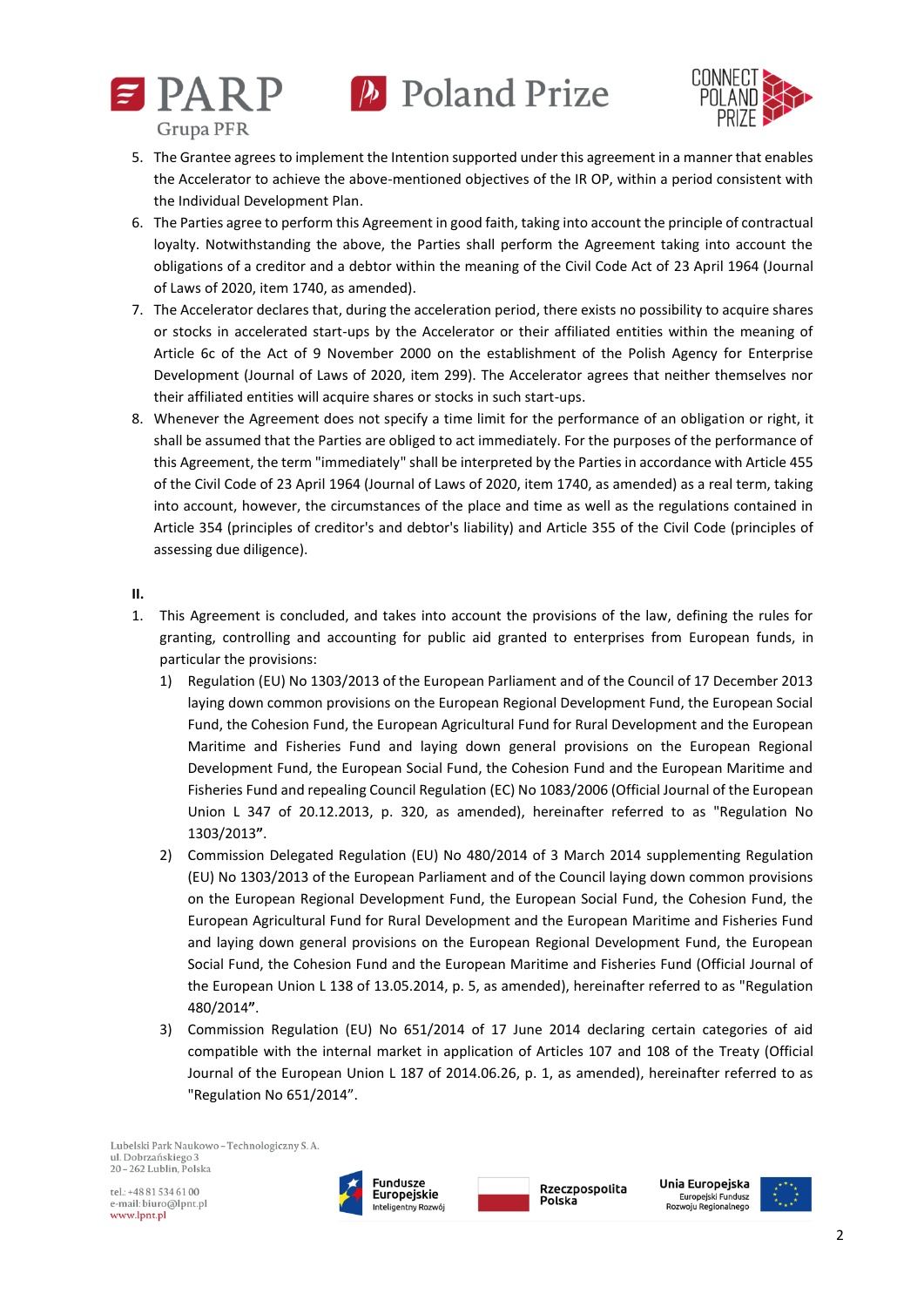5. The Grantee agrees to implement the Intention supported under this agreement in a manner that enables the Accelerator to achieve the above-mentioned objectives of the IR OP, within a period consistent with the Individual Development Plan.
6. The Parties agree to perform this Agreement in good faith, taking into account the principle of contractual loyalty. Notwithstanding the above, the Parties shall perform the Agreement taking into account the obligations of a creditor and a debtor within the meaning of the Civil Code Act of 23 April 1964 (Journal of Laws of 2020, item 1740, as amended).
7. The Accelerator declares that, during the acceleration period, there exists no possibility to acquire shares or stocks in accelerated start-ups by the Accelerator or their affiliated entities within the meaning of Article 6c of the Act of 9 November 2000 on the establishment of the Polish Agency for Enterprise Development (Journal of Laws of 2020, item 299). The Accelerator agrees that neither themselves nor their affiliated entities will acquire shares or stocks in such start-ups.
8. Whenever the Agreement does not specify a time limit for the performance of an obligation or right, it shall be assumed that the Parties are obliged to act immediately. For the purposes of the performance of this Agreement, the term "immediately" shall be interpreted by the Parties in accordance with Article 455 of the Civil Code of 23 April 1964 (Journal of Laws of 2020, item 1740, as amended) as a real term, taking into account, however, the circumstances of the place and time as well as the regulations contained in Article 354 (principles of creditor's and debtor's liability) and Article 355 of the Civil Code (principles of assessing due diligence).

**II.**

1. This Agreement is concluded, and takes into account the provisions of the law, defining the rules for granting, controlling and accounting for public aid granted to enterprises from European funds, in particular the provisions:
   1) Regulation (EU) No 1303/2013 of the European Parliament and of the Council of 17 December 2013 laying down common provisions on the European Regional Development Fund, the European Social Fund, the Cohesion Fund, the European Agricultural Fund for Rural Development and the European Maritime and Fisheries Fund and laying down general provisions on the European Regional Development Fund, the European Social Fund, the Cohesion Fund and the European Maritime and Fisheries Fund and repealing Council Regulation (EC) No 1083/2006 (Official Journal of the European Union L 347 of 20.12.2013, p. 320, as amended), hereinafter referred to as "Regulation No 1303/2013**"**.
   2) Commission Delegated Regulation (EU) No 480/2014 of 3 March 2014 supplementing Regulation (EU) No 1303/2013 of the European Parliament and of the Council laying down common provisions on the European Regional Development Fund, the European Social Fund, the Cohesion Fund, the European Agricultural Fund for Rural Development and the European Maritime and Fisheries Fund and laying down general provisions on the European Regional Development Fund, the European Social Fund, the Cohesion Fund and the European Maritime and Fisheries Fund (Official Journal of the European Union L 138 of 13.05.2014, p. 5, as amended), hereinafter referred to as "Regulation 480/2014**"**.
   3) Commission Regulation (EU) No 651/2014 of 17 June 2014 declaring certain categories of aid compatible with the internal market in application of Articles 107 and 108 of the Treaty (Official Journal of the European Union L 187 of 2014.06.26, p. 1, as amended), hereinafter referred to as "Regulation No 651/2014".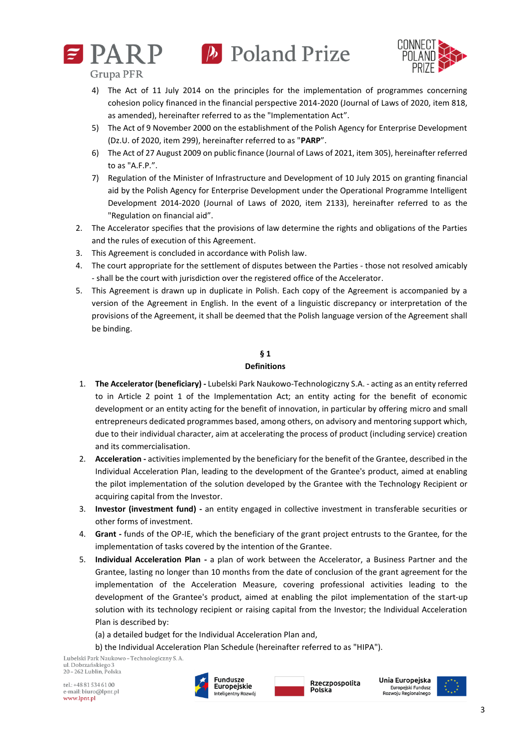4) The Act of 11 July 2014 on the principles for the implementation of programmes concerning cohesion policy financed in the financial perspective 2014-2020 (Journal of Laws of 2020, item 818, as amended), hereinafter referred to as the "Implementation Act".
5) The Act of 9 November 2000 on the establishment of the Polish Agency for Enterprise Development (Dz.U. of 2020, item 299), hereinafter referred to as "**PARP**".
6) The Act of 27 August 2009 on public finance (Journal of Laws of 2021, item 305), hereinafter referred to as "A.F.P.".
7) Regulation of the Minister of Infrastructure and Development of 10 July 2015 on granting financial aid by the Polish Agency for Enterprise Development under the Operational Programme Intelligent Development 2014-2020 (Journal of Laws of 2020, item 2133), hereinafter referred to as the "Regulation on financial aid".

2. The Accelerator specifies that the provisions of law determine the rights and obligations of the Parties and the rules of execution of this Agreement.
3. This Agreement is concluded in accordance with Polish law.
4. The court appropriate for the settlement of disputes between the Parties - those not resolved amicably - shall be the court with jurisdiction over the registered office of the Accelerator.
5. This Agreement is drawn up in duplicate in Polish. Each copy of the Agreement is accompanied by a version of the Agreement in English. In the event of a linguistic discrepancy or interpretation of the provisions of the Agreement, it shall be deemed that the Polish language version of the Agreement shall be binding.

## § 1
## Definitions

1. **The Accelerator (beneficiary) -** Lubelski Park Naukowo-Technologiczny S.A. - acting as an entity referred to in Article 2 point 1 of the Implementation Act; an entity acting for the benefit of economic development or an entity acting for the benefit of innovation, in particular by offering micro and small entrepreneurs dedicated programmes based, among others, on advisory and mentoring support which, due to their individual character, aim at accelerating the process of product (including service) creation and its commercialisation.
2. **Acceleration -** activities implemented by the beneficiary for the benefit of the Grantee, described in the Individual Acceleration Plan, leading to the development of the Grantee's product, aimed at enabling the pilot implementation of the solution developed by the Grantee with the Technology Recipient or acquiring capital from the Investor.
3. **Investor (investment fund) -** an entity engaged in collective investment in transferable securities or other forms of investment.
4. **Grant -** funds of the OP-IE, which the beneficiary of the grant project entrusts to the Grantee, for the implementation of tasks covered by the intention of the Grantee.
5. **Individual Acceleration Plan -** a plan of work between the Accelerator, a Business Partner and the Grantee, lasting no longer than 10 months from the date of conclusion of the grant agreement for the implementation of the Acceleration Measure, covering professional activities leading to the development of the Grantee's product, aimed at enabling the pilot implementation of the start-up solution with its technology recipient or raising capital from the Investor; the Individual Acceleration Plan is described by:

   (a) a detailed budget for the Individual Acceleration Plan and,

   b) the Individual Acceleration Plan Schedule (hereinafter referred to as "HIPA").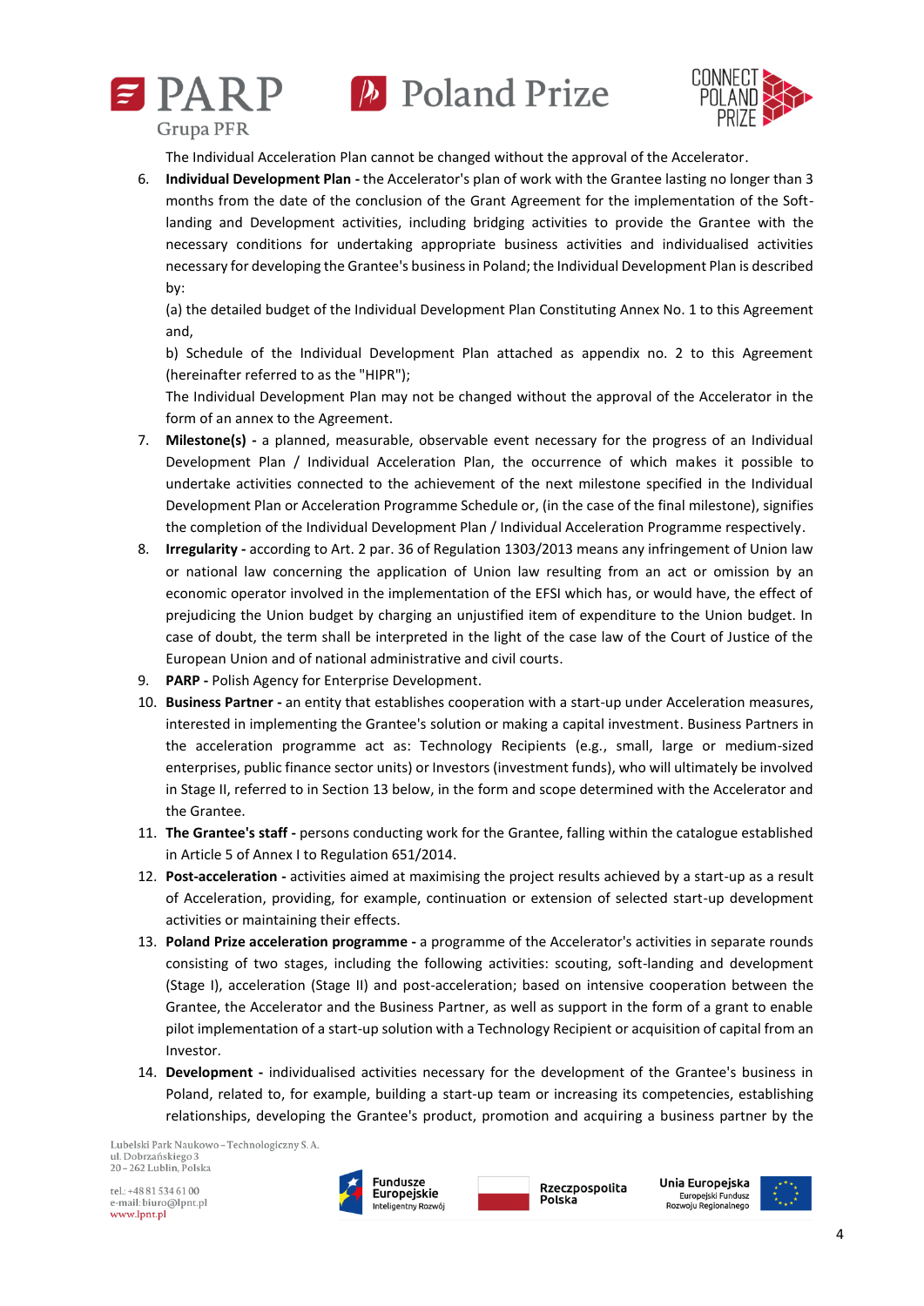The Individual Acceleration Plan cannot be changed without the approval of the Accelerator.

6. **Individual Development Plan -** the Accelerator's plan of work with the Grantee lasting no longer than 3 months from the date of the conclusion of the Grant Agreement for the implementation of the Soft-landing and Development activities, including bridging activities to provide the Grantee with the necessary conditions for undertaking appropriate business activities and individualised activities necessary for developing the Grantee's business in Poland; the Individual Development Plan is described by:

   (a) the detailed budget of the Individual Development Plan Constituting Annex No. 1 to this Agreement and,

   b) Schedule of the Individual Development Plan attached as appendix no. 2 to this Agreement (hereinafter referred to as the "HIPR");

   The Individual Development Plan may not be changed without the approval of the Accelerator in the form of an annex to the Agreement.
7. **Milestone(s) -** a planned, measurable, observable event necessary for the progress of an Individual Development Plan / Individual Acceleration Plan, the occurrence of which makes it possible to undertake activities connected to the achievement of the next milestone specified in the Individual Development Plan or Acceleration Programme Schedule or, (in the case of the final milestone), signifies the completion of the Individual Development Plan / Individual Acceleration Programme respectively.
8. **Irregularity -** according to Art. 2 par. 36 of Regulation 1303/2013 means any infringement of Union law or national law concerning the application of Union law resulting from an act or omission by an economic operator involved in the implementation of the EFSI which has, or would have, the effect of prejudicing the Union budget by charging an unjustified item of expenditure to the Union budget. In case of doubt, the term shall be interpreted in the light of the case law of the Court of Justice of the European Union and of national administrative and civil courts.
9. **PARP -** Polish Agency for Enterprise Development.
10. **Business Partner -** an entity that establishes cooperation with a start-up under Acceleration measures, interested in implementing the Grantee's solution or making a capital investment. Business Partners in the acceleration programme act as: Technology Recipients (e.g., small, large or medium-sized enterprises, public finance sector units) or Investors (investment funds), who will ultimately be involved in Stage II, referred to in Section 13 below, in the form and scope determined with the Accelerator and the Grantee.
11. **The Grantee's staff -** persons conducting work for the Grantee, falling within the catalogue established in Article 5 of Annex I to Regulation 651/2014.
12. **Post-acceleration -** activities aimed at maximising the project results achieved by a start-up as a result of Acceleration, providing, for example, continuation or extension of selected start-up development activities or maintaining their effects.
13. **Poland Prize acceleration programme -** a programme of the Accelerator's activities in separate rounds consisting of two stages, including the following activities: scouting, soft-landing and development (Stage I), acceleration (Stage II) and post-acceleration; based on intensive cooperation between the Grantee, the Accelerator and the Business Partner, as well as support in the form of a grant to enable pilot implementation of a start-up solution with a Technology Recipient or acquisition of capital from an Investor.
14. **Development -** individualised activities necessary for the development of the Grantee's business in Poland, related to, for example, building a start-up team or increasing its competencies, establishing relationships, developing the Grantee's product, promotion and acquiring a business partner by the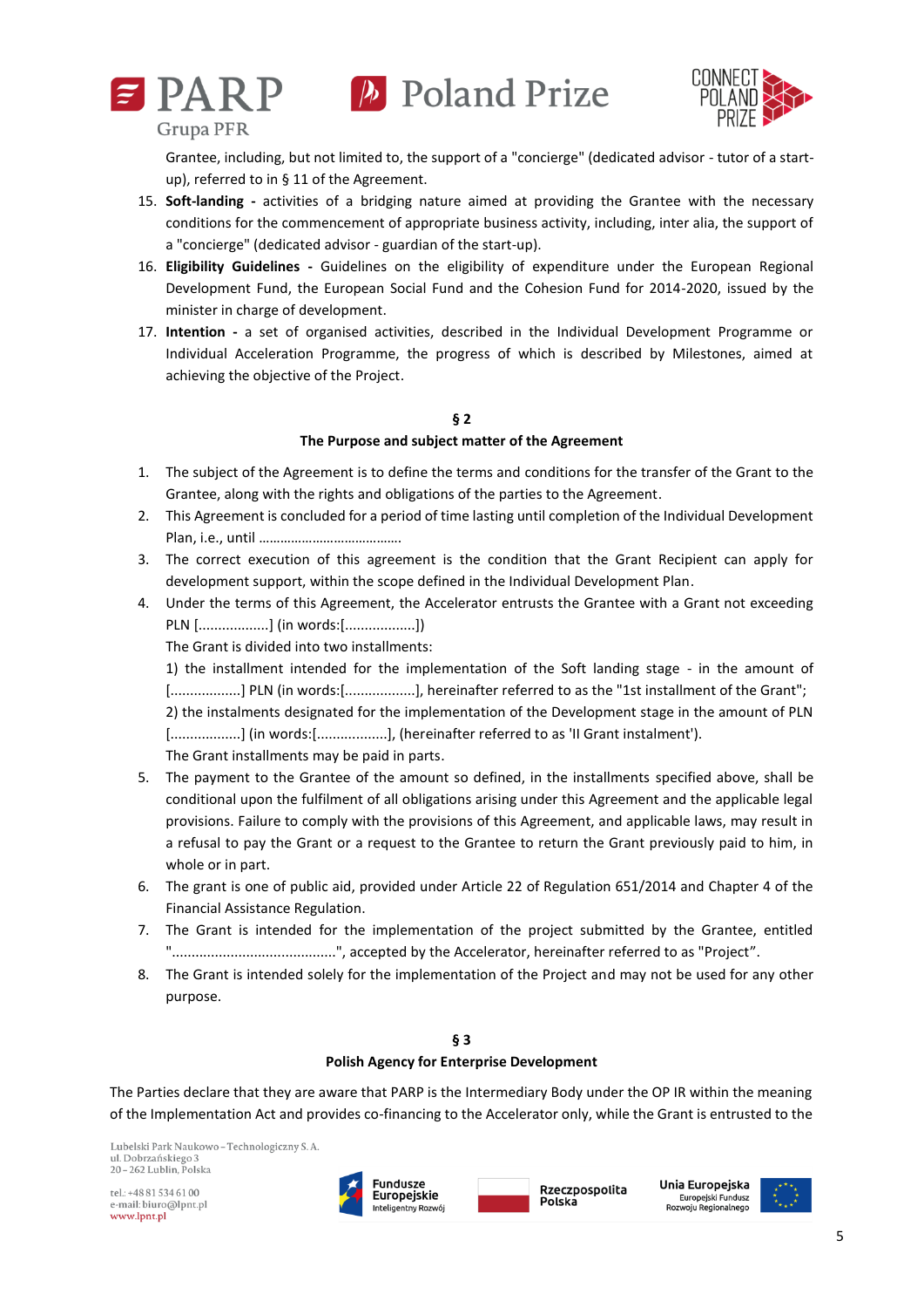Grantee, including, but not limited to, the support of a "concierge" (dedicated advisor - tutor of a start-up), referred to in § 11 of the Agreement.

15. **Soft-landing -** activities of a bridging nature aimed at providing the Grantee with the necessary conditions for the commencement of appropriate business activity, including, inter alia, the support of a "concierge" (dedicated advisor - guardian of the start-up).
16. **Eligibility Guidelines -** Guidelines on the eligibility of expenditure under the European Regional Development Fund, the European Social Fund and the Cohesion Fund for 2014-2020, issued by the minister in charge of development.
17. **Intention -** a set of organised activities, described in the Individual Development Programme or Individual Acceleration Programme, the progress of which is described by Milestones, aimed at achieving the objective of the Project.

## § 2
## The Purpose and subject matter of the Agreement

1. The subject of the Agreement is to define the terms and conditions for the transfer of the Grant to the Grantee, along with the rights and obligations of the parties to the Agreement.
2. This Agreement is concluded for a period of time lasting until completion of the Individual Development Plan, i.e., until …………………………………..
3. The correct execution of this agreement is the condition that the Grant Recipient can apply for development support, within the scope defined in the Individual Development Plan.
4. Under the terms of this Agreement, the Accelerator entrusts the Grantee with a Grant not exceeding PLN [..................] (in words:[..................])
   The Grant is divided into two installments:
   1) the installment intended for the implementation of the Soft landing stage - in the amount of [..................] PLN (in words:[..................], hereinafter referred to as the "1st installment of the Grant";
   2) the instalments designated for the implementation of the Development stage in the amount of PLN [..................] (in words:[..................], (hereinafter referred to as 'II Grant instalment').
   The Grant installments may be paid in parts.
5. The payment to the Grantee of the amount so defined, in the installments specified above, shall be conditional upon the fulfilment of all obligations arising under this Agreement and the applicable legal provisions. Failure to comply with the provisions of this Agreement, and applicable laws, may result in a refusal to pay the Grant or a request to the Grantee to return the Grant previously paid to him, in whole or in part.
6. The grant is one of public aid, provided under Article 22 of Regulation 651/2014 and Chapter 4 of the Financial Assistance Regulation.
7. The Grant is intended for the implementation of the project submitted by the Grantee, entitled "..........................................", accepted by the Accelerator, hereinafter referred to as "Project".
8. The Grant is intended solely for the implementation of the Project and may not be used for any other purpose.

## § 3
## Polish Agency for Enterprise Development

The Parties declare that they are aware that PARP is the Intermediary Body under the OP IR within the meaning of the Implementation Act and provides co-financing to the Accelerator only, while the Grant is entrusted to the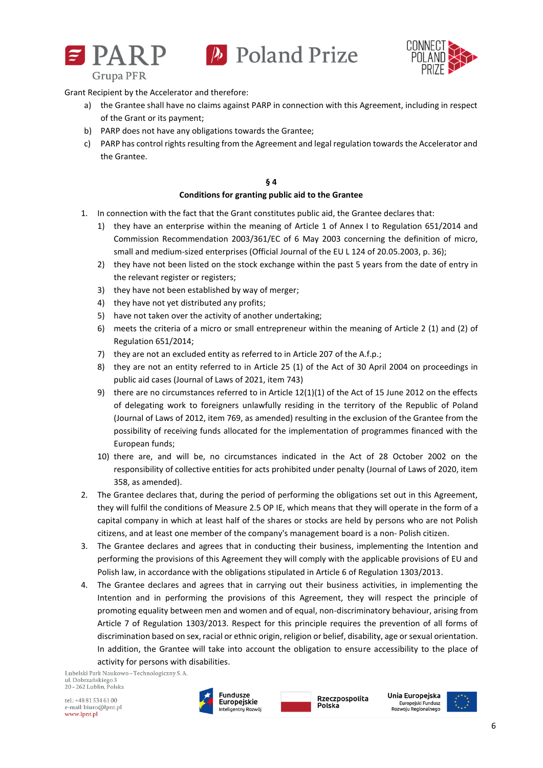Grant Recipient by the Accelerator and therefore:

a) the Grantee shall have no claims against PARP in connection with this Agreement, including in respect of the Grant or its payment;
b) PARP does not have any obligations towards the Grantee;
c) PARP has control rights resulting from the Agreement and legal regulation towards the Accelerator and the Grantee.

**§ 4**

**Conditions for granting public aid to the Grantee**

1. In connection with the fact that the Grant constitutes public aid, the Grantee declares that:
   1) they have an enterprise within the meaning of Article 1 of Annex I to Regulation 651/2014 and Commission Recommendation 2003/361/EC of 6 May 2003 concerning the definition of micro, small and medium-sized enterprises (Official Journal of the EU L 124 of 20.05.2003, p. 36);
   2) they have not been listed on the stock exchange within the past 5 years from the date of entry in the relevant register or registers;
   3) they have not been established by way of merger;
   4) they have not yet distributed any profits;
   5) have not taken over the activity of another undertaking;
   6) meets the criteria of a micro or small entrepreneur within the meaning of Article 2 (1) and (2) of Regulation 651/2014;
   7) they are not an excluded entity as referred to in Article 207 of the A.f.p.;
   8) they are not an entity referred to in Article 25 (1) of the Act of 30 April 2004 on proceedings in public aid cases (Journal of Laws of 2021, item 743)
   9) there are no circumstances referred to in Article 12(1)(1) of the Act of 15 June 2012 on the effects of delegating work to foreigners unlawfully residing in the territory of the Republic of Poland (Journal of Laws of 2012, item 769, as amended) resulting in the exclusion of the Grantee from the possibility of receiving funds allocated for the implementation of programmes financed with the European funds;
   10) there are, and will be, no circumstances indicated in the Act of 28 October 2002 on the responsibility of collective entities for acts prohibited under penalty (Journal of Laws of 2020, item 358, as amended).
2. The Grantee declares that, during the period of performing the obligations set out in this Agreement, they will fulfil the conditions of Measure 2.5 OP IE, which means that they will operate in the form of a capital company in which at least half of the shares or stocks are held by persons who are not Polish citizens, and at least one member of the company's management board is a non- Polish citizen.
3. The Grantee declares and agrees that in conducting their business, implementing the Intention and performing the provisions of this Agreement they will comply with the applicable provisions of EU and Polish law, in accordance with the obligations stipulated in Article 6 of Regulation 1303/2013.
4. The Grantee declares and agrees that in carrying out their business activities, in implementing the Intention and in performing the provisions of this Agreement, they will respect the principle of promoting equality between men and women and of equal, non-discriminatory behaviour, arising from Article 7 of Regulation 1303/2013. Respect for this principle requires the prevention of all forms of discrimination based on sex, racial or ethnic origin, religion or belief, disability, age or sexual orientation. In addition, the Grantee will take into account the obligation to ensure accessibility to the place of activity for persons with disabilities.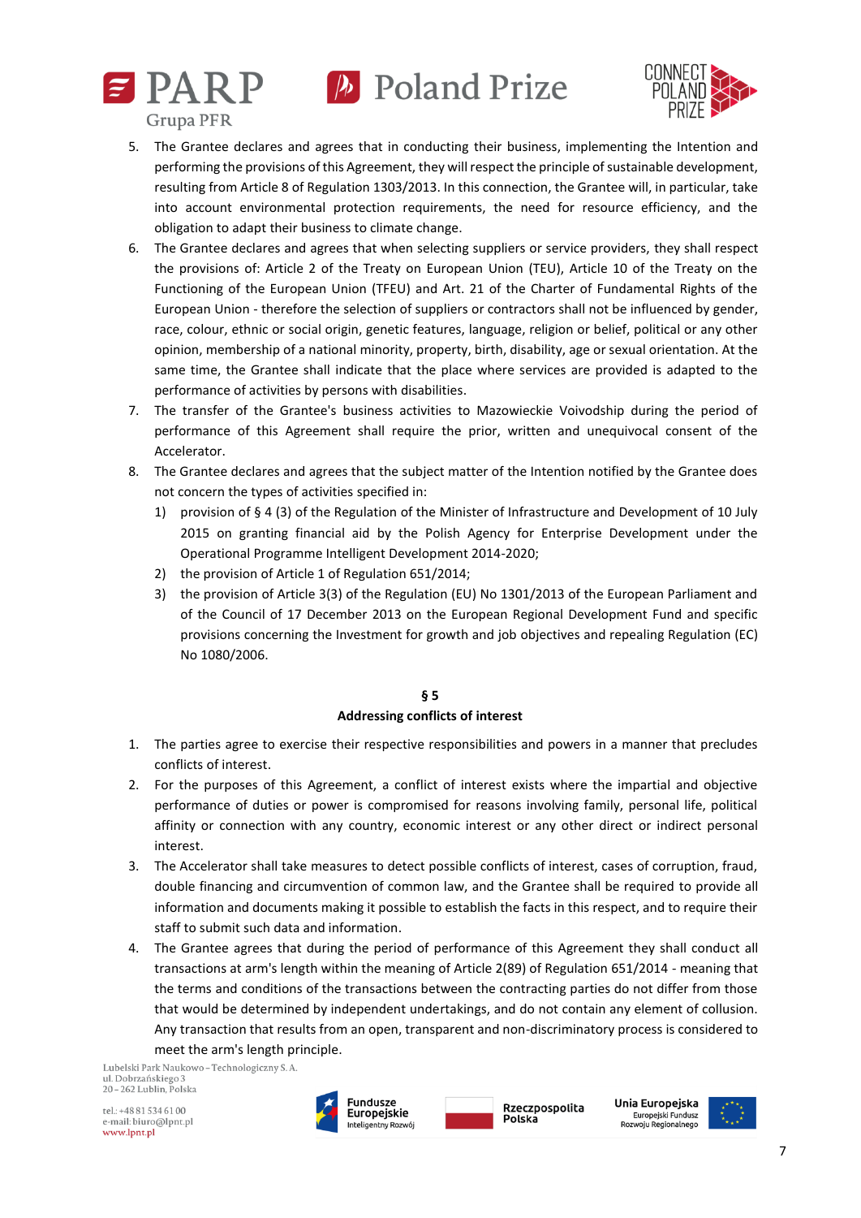5. The Grantee declares and agrees that in conducting their business, implementing the Intention and performing the provisions of this Agreement, they will respect the principle of sustainable development, resulting from Article 8 of Regulation 1303/2013. In this connection, the Grantee will, in particular, take into account environmental protection requirements, the need for resource efficiency, and the obligation to adapt their business to climate change.
6. The Grantee declares and agrees that when selecting suppliers or service providers, they shall respect the provisions of: Article 2 of the Treaty on European Union (TEU), Article 10 of the Treaty on the Functioning of the European Union (TFEU) and Art. 21 of the Charter of Fundamental Rights of the European Union - therefore the selection of suppliers or contractors shall not be influenced by gender, race, colour, ethnic or social origin, genetic features, language, religion or belief, political or any other opinion, membership of a national minority, property, birth, disability, age or sexual orientation. At the same time, the Grantee shall indicate that the place where services are provided is adapted to the performance of activities by persons with disabilities.
7. The transfer of the Grantee's business activities to Mazowieckie Voivodship during the period of performance of this Agreement shall require the prior, written and unequivocal consent of the Accelerator.
8. The Grantee declares and agrees that the subject matter of the Intention notified by the Grantee does not concern the types of activities specified in:
   1) provision of § 4 (3) of the Regulation of the Minister of Infrastructure and Development of 10 July 2015 on granting financial aid by the Polish Agency for Enterprise Development under the Operational Programme Intelligent Development 2014-2020;
   2) the provision of Article 1 of Regulation 651/2014;
   3) the provision of Article 3(3) of the Regulation (EU) No 1301/2013 of the European Parliament and of the Council of 17 December 2013 on the European Regional Development Fund and specific provisions concerning the Investment for growth and job objectives and repealing Regulation (EC) No 1080/2006.

## § 5
## Addressing conflicts of interest

1. The parties agree to exercise their respective responsibilities and powers in a manner that precludes conflicts of interest.
2. For the purposes of this Agreement, a conflict of interest exists where the impartial and objective performance of duties or power is compromised for reasons involving family, personal life, political affinity or connection with any country, economic interest or any other direct or indirect personal interest.
3. The Accelerator shall take measures to detect possible conflicts of interest, cases of corruption, fraud, double financing and circumvention of common law, and the Grantee shall be required to provide all information and documents making it possible to establish the facts in this respect, and to require their staff to submit such data and information.
4. The Grantee agrees that during the period of performance of this Agreement they shall conduct all transactions at arm's length within the meaning of Article 2(89) of Regulation 651/2014 - meaning that the terms and conditions of the transactions between the contracting parties do not differ from those that would be determined by independent undertakings, and do not contain any element of collusion. Any transaction that results from an open, transparent and non-discriminatory process is considered to meet the arm's length principle.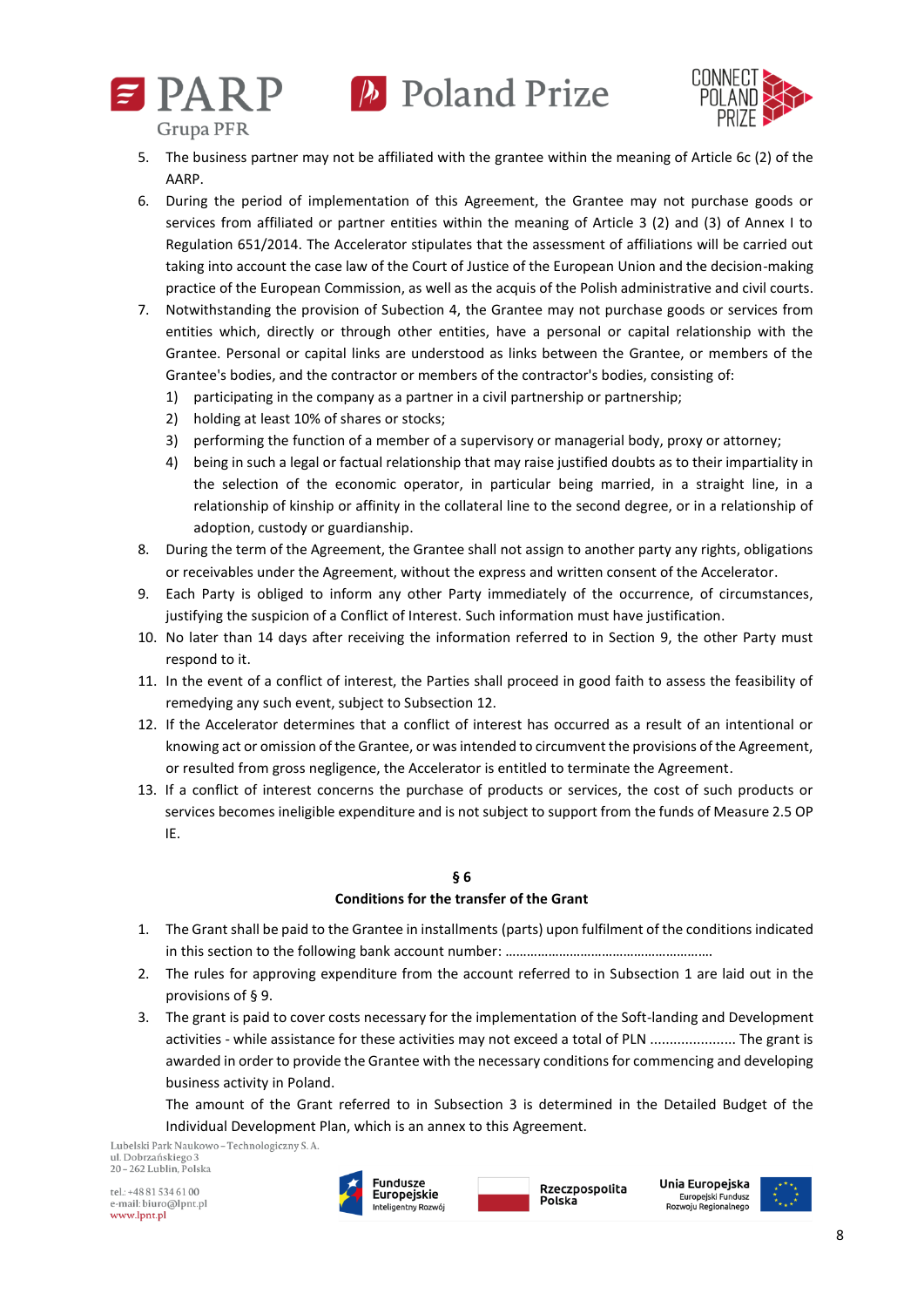5. The business partner may not be affiliated with the grantee within the meaning of Article 6c (2) of the AARP.
6. During the period of implementation of this Agreement, the Grantee may not purchase goods or services from affiliated or partner entities within the meaning of Article 3 (2) and (3) of Annex I to Regulation 651/2014. The Accelerator stipulates that the assessment of affiliations will be carried out taking into account the case law of the Court of Justice of the European Union and the decision-making practice of the European Commission, as well as the acquis of the Polish administrative and civil courts.
7. Notwithstanding the provision of Subsection 4, the Grantee may not purchase goods or services from entities which, directly or through other entities, have a personal or capital relationship with the Grantee. Personal or capital links are understood as links between the Grantee, or members of the Grantee's bodies, and the contractor or members of the contractor's bodies, consisting of:
   1) participating in the company as a partner in a civil partnership or partnership;
   2) holding at least 10% of shares or stocks;
   3) performing the function of a member of a supervisory or managerial body, proxy or attorney;
   4) being in such a legal or factual relationship that may raise justified doubts as to their impartiality in the selection of the economic operator, in particular being married, in a straight line, in a relationship of kinship or affinity in the collateral line to the second degree, or in a relationship of adoption, custody or guardianship.
8. During the term of the Agreement, the Grantee shall not assign to another party any rights, obligations or receivables under the Agreement, without the express and written consent of the Accelerator.
9. Each Party is obliged to inform any other Party immediately of the occurrence, of circumstances, justifying the suspicion of a Conflict of Interest. Such information must have justification.
10. No later than 14 days after receiving the information referred to in Section 9, the other Party must respond to it.
11. In the event of a conflict of interest, the Parties shall proceed in good faith to assess the feasibility of remedying any such event, subject to Subsection 12.
12. If the Accelerator determines that a conflict of interest has occurred as a result of an intentional or knowing act or omission of the Grantee, or was intended to circumvent the provisions of the Agreement, or resulted from gross negligence, the Accelerator is entitled to terminate the Agreement.
13. If a conflict of interest concerns the purchase of products or services, the cost of such products or services becomes ineligible expenditure and is not subject to support from the funds of Measure 2.5 OP IE.

## § 6
## Conditions for the transfer of the Grant

1. The Grant shall be paid to the Grantee in installments (parts) upon fulfilment of the conditions indicated in this section to the following bank account number: ……………………………………………….
2. The rules for approving expenditure from the account referred to in Subsection 1 are laid out in the provisions of § 9.
3. The grant is paid to cover costs necessary for the implementation of the Soft-landing and Development activities - while assistance for these activities may not exceed a total of PLN ...................... The grant is awarded in order to provide the Grantee with the necessary conditions for commencing and developing business activity in Poland.

   The amount of the Grant referred to in Subsection 3 is determined in the Detailed Budget of the Individual Development Plan, which is an annex to this Agreement.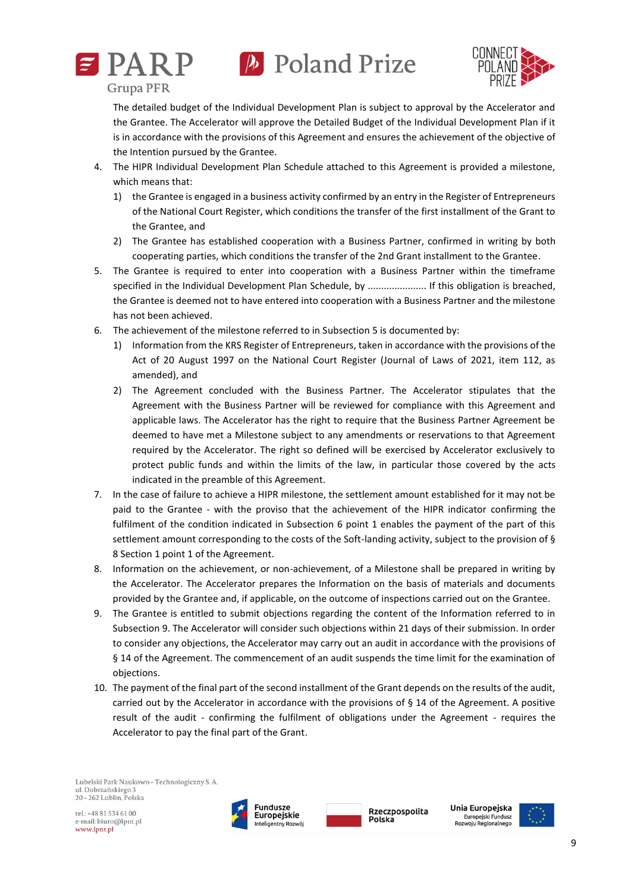The detailed budget of the Individual Development Plan is subject to approval by the Accelerator and the Grantee. The Accelerator will approve the Detailed Budget of the Individual Development Plan if it is in accordance with the provisions of this Agreement and ensures the achievement of the objective of the Intention pursued by the Grantee.

4. The HIPR Individual Development Plan Schedule attached to this Agreement is provided a milestone, which means that:
   1) the Grantee is engaged in a business activity confirmed by an entry in the Register of Entrepreneurs of the National Court Register, which conditions the transfer of the first installment of the Grant to the Grantee, and
   2) The Grantee has established cooperation with a Business Partner, confirmed in writing by both cooperating parties, which conditions the transfer of the 2nd Grant installment to the Grantee.
5. The Grantee is required to enter into cooperation with a Business Partner within the timeframe specified in the Individual Development Plan Schedule, by ...................... If this obligation is breached, the Grantee is deemed not to have entered into cooperation with a Business Partner and the milestone has not been achieved.
6. The achievement of the milestone referred to in Subsection 5 is documented by:
   1) Information from the KRS Register of Entrepreneurs, taken in accordance with the provisions of the Act of 20 August 1997 on the National Court Register (Journal of Laws of 2021, item 112, as amended), and
   2) The Agreement concluded with the Business Partner. The Accelerator stipulates that the Agreement with the Business Partner will be reviewed for compliance with this Agreement and applicable laws. The Accelerator has the right to require that the Business Partner Agreement be deemed to have met a Milestone subject to any amendments or reservations to that Agreement required by the Accelerator. The right so defined will be exercised by Accelerator exclusively to protect public funds and within the limits of the law, in particular those covered by the acts indicated in the preamble of this Agreement.
7. In the case of failure to achieve a HIPR milestone, the settlement amount established for it may not be paid to the Grantee - with the proviso that the achievement of the HIPR indicator confirming the fulfilment of the condition indicated in Subsection 6 point 1 enables the payment of the part of this settlement amount corresponding to the costs of the Soft-landing activity, subject to the provision of § 8 Section 1 point 1 of the Agreement.
8. Information on the achievement, or non-achievement, of a Milestone shall be prepared in writing by the Accelerator. The Accelerator prepares the Information on the basis of materials and documents provided by the Grantee and, if applicable, on the outcome of inspections carried out on the Grantee.
9. The Grantee is entitled to submit objections regarding the content of the Information referred to in Subsection 9. The Accelerator will consider such objections within 21 days of their submission. In order to consider any objections, the Accelerator may carry out an audit in accordance with the provisions of § 14 of the Agreement. The commencement of an audit suspends the time limit for the examination of objections.
10. The payment of the final part of the second installment of the Grant depends on the results of the audit, carried out by the Accelerator in accordance with the provisions of § 14 of the Agreement. A positive result of the audit - confirming the fulfilment of obligations under the Agreement - requires the Accelerator to pay the final part of the Grant.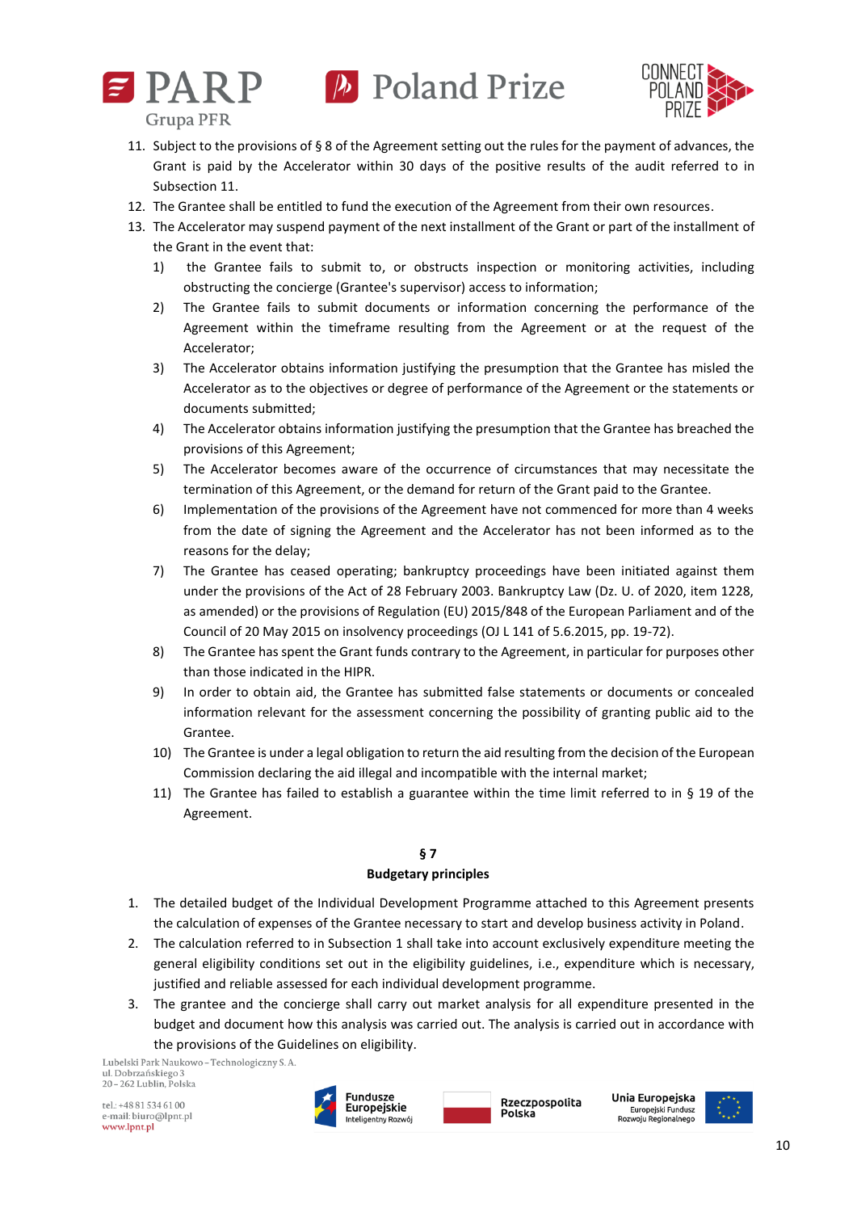11. Subject to the provisions of § 8 of the Agreement setting out the rules for the payment of advances, the Grant is paid by the Accelerator within 30 days of the positive results of the audit referred to in Subsection 11.
12. The Grantee shall be entitled to fund the execution of the Agreement from their own resources.
13. The Accelerator may suspend payment of the next installment of the Grant or part of the installment of the Grant in the event that:
    1) the Grantee fails to submit to, or obstructs inspection or monitoring activities, including obstructing the concierge (Grantee's supervisor) access to information;
    2) The Grantee fails to submit documents or information concerning the performance of the Agreement within the timeframe resulting from the Agreement or at the request of the Accelerator;
    3) The Accelerator obtains information justifying the presumption that the Grantee has misled the Accelerator as to the objectives or degree of performance of the Agreement or the statements or documents submitted;
    4) The Accelerator obtains information justifying the presumption that the Grantee has breached the provisions of this Agreement;
    5) The Accelerator becomes aware of the occurrence of circumstances that may necessitate the termination of this Agreement, or the demand for return of the Grant paid to the Grantee.
    6) Implementation of the provisions of the Agreement have not commenced for more than 4 weeks from the date of signing the Agreement and the Accelerator has not been informed as to the reasons for the delay;
    7) The Grantee has ceased operating; bankruptcy proceedings have been initiated against them under the provisions of the Act of 28 February 2003. Bankruptcy Law (Dz. U. of 2020, item 1228, as amended) or the provisions of Regulation (EU) 2015/848 of the European Parliament and of the Council of 20 May 2015 on insolvency proceedings (OJ L 141 of 5.6.2015, pp. 19-72).
    8) The Grantee has spent the Grant funds contrary to the Agreement, in particular for purposes other than those indicated in the HIPR.
    9) In order to obtain aid, the Grantee has submitted false statements or documents or concealed information relevant for the assessment concerning the possibility of granting public aid to the Grantee.
    10) The Grantee is under a legal obligation to return the aid resulting from the decision of the European Commission declaring the aid illegal and incompatible with the internal market;
    11) The Grantee has failed to establish a guarantee within the time limit referred to in § 19 of the Agreement.

## § 7
## Budgetary principles

1. The detailed budget of the Individual Development Programme attached to this Agreement presents the calculation of expenses of the Grantee necessary to start and develop business activity in Poland.
2. The calculation referred to in Subsection 1 shall take into account exclusively expenditure meeting the general eligibility conditions set out in the eligibility guidelines, i.e., expenditure which is necessary, justified and reliable assessed for each individual development programme.
3. The grantee and the concierge shall carry out market analysis for all expenditure presented in the budget and document how this analysis was carried out. The analysis is carried out in accordance with the provisions of the Guidelines on eligibility.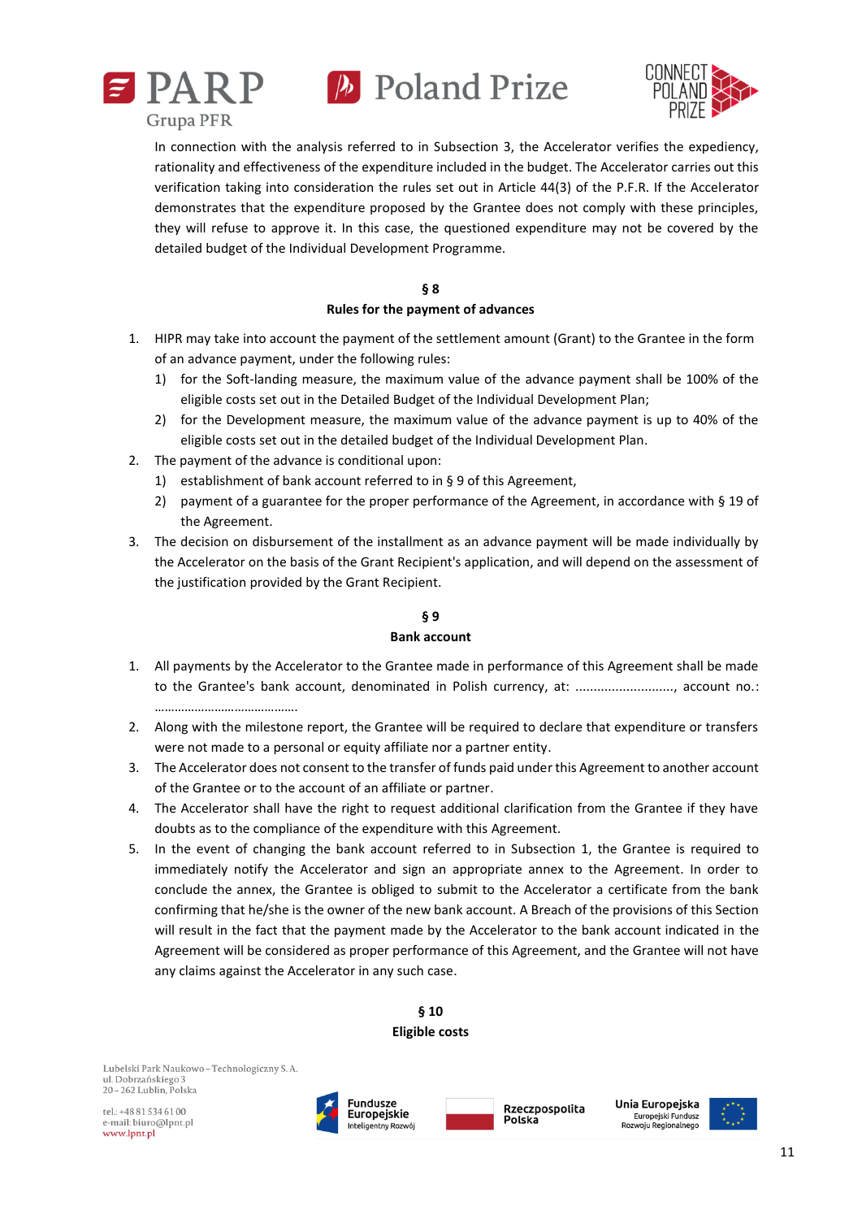In connection with the analysis referred to in Subsection 3, the Accelerator verifies the expediency, rationality and effectiveness of the expenditure included in the budget. The Accelerator carries out this verification taking into consideration the rules set out in Article 44(3) of the P.F.R. If the Accelerator demonstrates that the expenditure proposed by the Grantee does not comply with these principles, they will refuse to approve it. In this case, the questioned expenditure may not be covered by the detailed budget of the Individual Development Programme.

## § 8
## Rules for the payment of advances

1. HIPR may take into account the payment of the settlement amount (Grant) to the Grantee in the form of an advance payment, under the following rules:
   1) for the Soft-landing measure, the maximum value of the advance payment shall be 100% of the eligible costs set out in the Detailed Budget of the Individual Development Plan;
   2) for the Development measure, the maximum value of the advance payment is up to 40% of the eligible costs set out in the detailed budget of the Individual Development Plan.
2. The payment of the advance is conditional upon:
   1) establishment of bank account referred to in § 9 of this Agreement,
   2) payment of a guarantee for the proper performance of the Agreement, in accordance with § 19 of the Agreement.
3. The decision on disbursement of the installment as an advance payment will be made individually by the Accelerator on the basis of the Grant Recipient's application, and will depend on the assessment of the justification provided by the Grant Recipient.

## § 9
## Bank account

1. All payments by the Accelerator to the Grantee made in performance of this Agreement shall be made to the Grantee's bank account, denominated in Polish currency, at: ..........................., account no.: ……………………………………
2. Along with the milestone report, the Grantee will be required to declare that expenditure or transfers were not made to a personal or equity affiliate nor a partner entity.
3. The Accelerator does not consent to the transfer of funds paid under this Agreement to another account of the Grantee or to the account of an affiliate or partner.
4. The Accelerator shall have the right to request additional clarification from the Grantee if they have doubts as to the compliance of the expenditure with this Agreement.
5. In the event of changing the bank account referred to in Subsection 1, the Grantee is required to immediately notify the Accelerator and sign an appropriate annex to the Agreement. In order to conclude the annex, the Grantee is obliged to submit to the Accelerator a certificate from the bank confirming that he/she is the owner of the new bank account. A Breach of the provisions of this Section will result in the fact that the payment made by the Accelerator to the bank account indicated in the Agreement will be considered as proper performance of this Agreement, and the Grantee will not have any claims against the Accelerator in any such case.

## § 10
## Eligible costs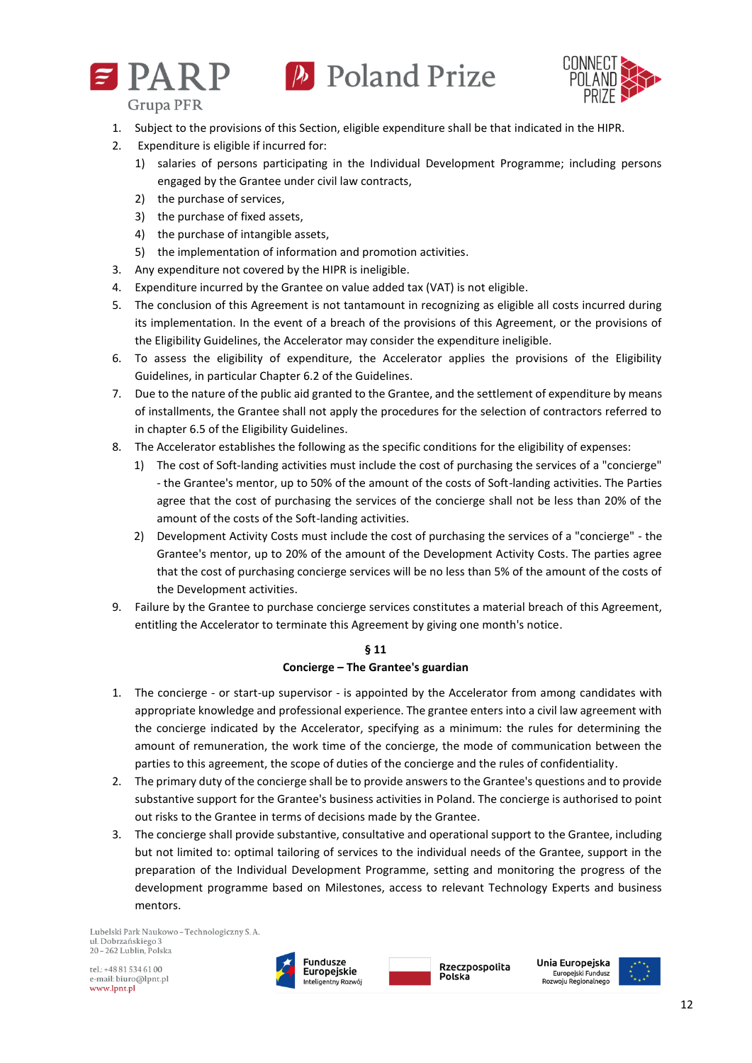1. Subject to the provisions of this Section, eligible expenditure shall be that indicated in the HIPR.
2. Expenditure is eligible if incurred for:
   1) salaries of persons participating in the Individual Development Programme; including persons engaged by the Grantee under civil law contracts,
   2) the purchase of services,
   3) the purchase of fixed assets,
   4) the purchase of intangible assets,
   5) the implementation of information and promotion activities.
3. Any expenditure not covered by the HIPR is ineligible.
4. Expenditure incurred by the Grantee on value added tax (VAT) is not eligible.
5. The conclusion of this Agreement is not tantamount in recognizing as eligible all costs incurred during its implementation. In the event of a breach of the provisions of this Agreement, or the provisions of the Eligibility Guidelines, the Accelerator may consider the expenditure ineligible.
6. To assess the eligibility of expenditure, the Accelerator applies the provisions of the Eligibility Guidelines, in particular Chapter 6.2 of the Guidelines.
7. Due to the nature of the public aid granted to the Grantee, and the settlement of expenditure by means of installments, the Grantee shall not apply the procedures for the selection of contractors referred to in chapter 6.5 of the Eligibility Guidelines.
8. The Accelerator establishes the following as the specific conditions for the eligibility of expenses:
   1) The cost of Soft-landing activities must include the cost of purchasing the services of a "concierge" - the Grantee's mentor, up to 50% of the amount of the costs of Soft-landing activities. The Parties agree that the cost of purchasing the services of the concierge shall not be less than 20% of the amount of the costs of the Soft-landing activities.
   2) Development Activity Costs must include the cost of purchasing the services of a "concierge" - the Grantee's mentor, up to 20% of the amount of the Development Activity Costs. The parties agree that the cost of purchasing concierge services will be no less than 5% of the amount of the costs of the Development activities.
9. Failure by the Grantee to purchase concierge services constitutes a material breach of this Agreement, entitling the Accelerator to terminate this Agreement by giving one month's notice.

## § 11
## Concierge – The Grantee's guardian

1. The concierge - or start-up supervisor - is appointed by the Accelerator from among candidates with appropriate knowledge and professional experience. The grantee enters into a civil law agreement with the concierge indicated by the Accelerator, specifying as a minimum: the rules for determining the amount of remuneration, the work time of the concierge, the mode of communication between the parties to this agreement, the scope of duties of the concierge and the rules of confidentiality.
2. The primary duty of the concierge shall be to provide answers to the Grantee's questions and to provide substantive support for the Grantee's business activities in Poland. The concierge is authorised to point out risks to the Grantee in terms of decisions made by the Grantee.
3. The concierge shall provide substantive, consultative and operational support to the Grantee, including but not limited to: optimal tailoring of services to the individual needs of the Grantee, support in the preparation of the Individual Development Programme, setting and monitoring the progress of the development programme based on Milestones, access to relevant Technology Experts and business mentors.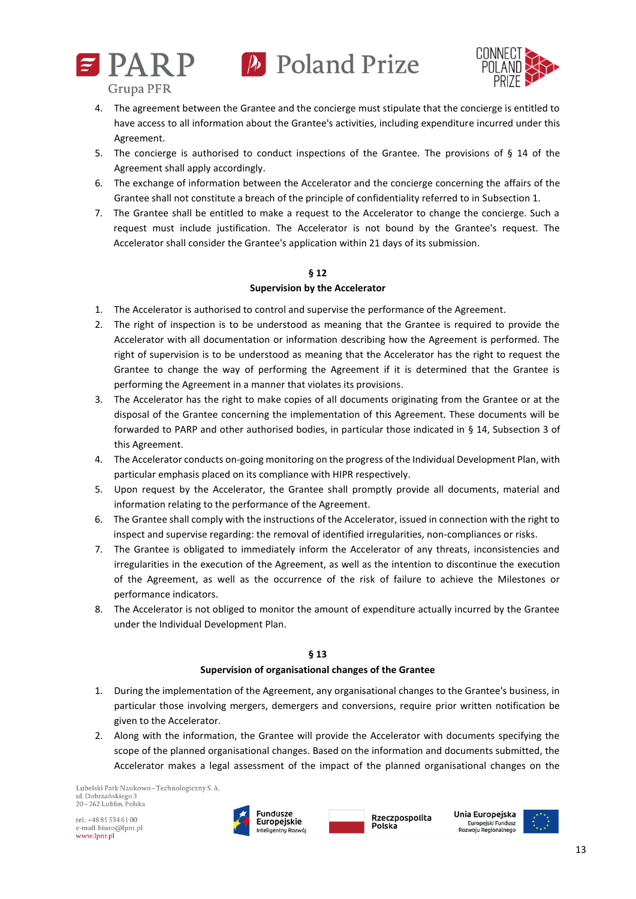4. The agreement between the Grantee and the concierge must stipulate that the concierge is entitled to have access to all information about the Grantee's activities, including expenditure incurred under this Agreement.
5. The concierge is authorised to conduct inspections of the Grantee. The provisions of § 14 of the Agreement shall apply accordingly.
6. The exchange of information between the Accelerator and the concierge concerning the affairs of the Grantee shall not constitute a breach of the principle of confidentiality referred to in Subsection 1.
7. The Grantee shall be entitled to make a request to the Accelerator to change the concierge. Such a request must include justification. The Accelerator is not bound by the Grantee's request. The Accelerator shall consider the Grantee's application within 21 days of its submission.

**§ 12**
**Supervision by the Accelerator**

1. The Accelerator is authorised to control and supervise the performance of the Agreement.
2. The right of inspection is to be understood as meaning that the Grantee is required to provide the Accelerator with all documentation or information describing how the Agreement is performed. The right of supervision is to be understood as meaning that the Accelerator has the right to request the Grantee to change the way of performing the Agreement if it is determined that the Grantee is performing the Agreement in a manner that violates its provisions.
3. The Accelerator has the right to make copies of all documents originating from the Grantee or at the disposal of the Grantee concerning the implementation of this Agreement. These documents will be forwarded to PARP and other authorised bodies, in particular those indicated in § 14, Subsection 3 of this Agreement.
4. The Accelerator conducts on-going monitoring on the progress of the Individual Development Plan, with particular emphasis placed on its compliance with HIPR respectively.
5. Upon request by the Accelerator, the Grantee shall promptly provide all documents, material and information relating to the performance of the Agreement.
6. The Grantee shall comply with the instructions of the Accelerator, issued in connection with the right to inspect and supervise regarding: the removal of identified irregularities, non-compliances or risks.
7. The Grantee is obligated to immediately inform the Accelerator of any threats, inconsistencies and irregularities in the execution of the Agreement, as well as the intention to discontinue the execution of the Agreement, as well as the occurrence of the risk of failure to achieve the Milestones or performance indicators.
8. The Accelerator is not obliged to monitor the amount of expenditure actually incurred by the Grantee under the Individual Development Plan.

**§ 13**
**Supervision of organisational changes of the Grantee**

1. During the implementation of the Agreement, any organisational changes to the Grantee's business, in particular those involving mergers, demergers and conversions, require prior written notification be given to the Accelerator.
2. Along with the information, the Grantee will provide the Accelerator with documents specifying the scope of the planned organisational changes. Based on the information and documents submitted, the Accelerator makes a legal assessment of the impact of the planned organisational changes on the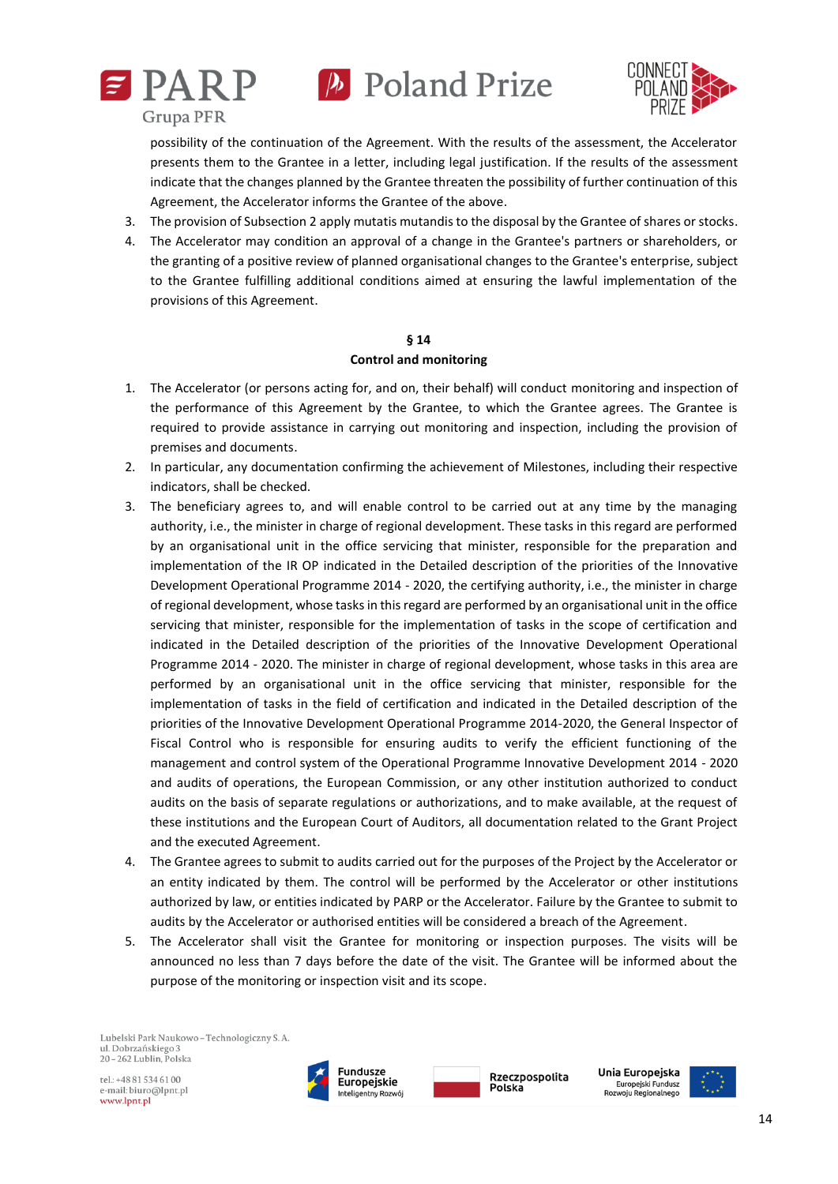possibility of the continuation of the Agreement. With the results of the assessment, the Accelerator presents them to the Grantee in a letter, including legal justification. If the results of the assessment indicate that the changes planned by the Grantee threaten the possibility of further continuation of this Agreement, the Accelerator informs the Grantee of the above.

3. The provision of Subsection 2 apply mutatis mutandis to the disposal by the Grantee of shares or stocks.
4. The Accelerator may condition an approval of a change in the Grantee's partners or shareholders, or the granting of a positive review of planned organisational changes to the Grantee's enterprise, subject to the Grantee fulfilling additional conditions aimed at ensuring the lawful implementation of the provisions of this Agreement.

## § 14
## Control and monitoring

1. The Accelerator (or persons acting for, and on, their behalf) will conduct monitoring and inspection of the performance of this Agreement by the Grantee, to which the Grantee agrees. The Grantee is required to provide assistance in carrying out monitoring and inspection, including the provision of premises and documents.
2. In particular, any documentation confirming the achievement of Milestones, including their respective indicators, shall be checked.
3. The beneficiary agrees to, and will enable control to be carried out at any time by the managing authority, i.e., the minister in charge of regional development. These tasks in this regard are performed by an organisational unit in the office servicing that minister, responsible for the preparation and implementation of the IR OP indicated in the Detailed description of the priorities of the Innovative Development Operational Programme 2014 - 2020, the certifying authority, i.e., the minister in charge of regional development, whose tasks in this regard are performed by an organisational unit in the office servicing that minister, responsible for the implementation of tasks in the scope of certification and indicated in the Detailed description of the priorities of the Innovative Development Operational Programme 2014 - 2020. The minister in charge of regional development, whose tasks in this area are performed by an organisational unit in the office servicing that minister, responsible for the implementation of tasks in the field of certification and indicated in the Detailed description of the priorities of the Innovative Development Operational Programme 2014-2020, the General Inspector of Fiscal Control who is responsible for ensuring audits to verify the efficient functioning of the management and control system of the Operational Programme Innovative Development 2014 - 2020 and audits of operations, the European Commission, or any other institution authorized to conduct audits on the basis of separate regulations or authorizations, and to make available, at the request of these institutions and the European Court of Auditors, all documentation related to the Grant Project and the executed Agreement.
4. The Grantee agrees to submit to audits carried out for the purposes of the Project by the Accelerator or an entity indicated by them. The control will be performed by the Accelerator or other institutions authorized by law, or entities indicated by PARP or the Accelerator. Failure by the Grantee to submit to audits by the Accelerator or authorised entities will be considered a breach of the Agreement.
5. The Accelerator shall visit the Grantee for monitoring or inspection purposes. The visits will be announced no less than 7 days before the date of the visit. The Grantee will be informed about the purpose of the monitoring or inspection visit and its scope.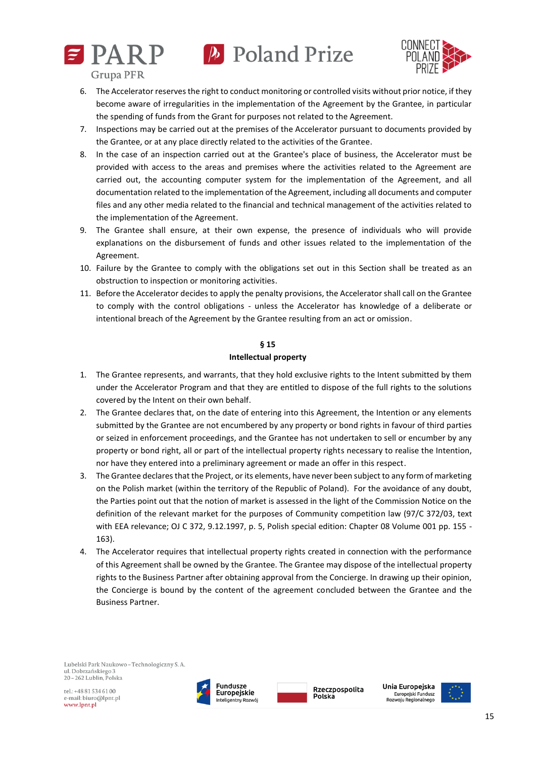6. The Accelerator reserves the right to conduct monitoring or controlled visits without prior notice, if they become aware of irregularities in the implementation of the Agreement by the Grantee, in particular the spending of funds from the Grant for purposes not related to the Agreement.
7. Inspections may be carried out at the premises of the Accelerator pursuant to documents provided by the Grantee, or at any place directly related to the activities of the Grantee.
8. In the case of an inspection carried out at the Grantee's place of business, the Accelerator must be provided with access to the areas and premises where the activities related to the Agreement are carried out, the accounting computer system for the implementation of the Agreement, and all documentation related to the implementation of the Agreement, including all documents and computer files and any other media related to the financial and technical management of the activities related to the implementation of the Agreement.
9. The Grantee shall ensure, at their own expense, the presence of individuals who will provide explanations on the disbursement of funds and other issues related to the implementation of the Agreement.
10. Failure by the Grantee to comply with the obligations set out in this Section shall be treated as an obstruction to inspection or monitoring activities.
11. Before the Accelerator decides to apply the penalty provisions, the Accelerator shall call on the Grantee to comply with the control obligations - unless the Accelerator has knowledge of a deliberate or intentional breach of the Agreement by the Grantee resulting from an act or omission.

## § 15
## Intellectual property

1. The Grantee represents, and warrants, that they hold exclusive rights to the Intent submitted by them under the Accelerator Program and that they are entitled to dispose of the full rights to the solutions covered by the Intent on their own behalf.
2. The Grantee declares that, on the date of entering into this Agreement, the Intention or any elements submitted by the Grantee are not encumbered by any property or bond rights in favour of third parties or seized in enforcement proceedings, and the Grantee has not undertaken to sell or encumber by any property or bond right, all or part of the intellectual property rights necessary to realise the Intention, nor have they entered into a preliminary agreement or made an offer in this respect.
3. The Grantee declares that the Project, or its elements, have never been subject to any form of marketing on the Polish market (within the territory of the Republic of Poland). For the avoidance of any doubt, the Parties point out that the notion of market is assessed in the light of the Commission Notice on the definition of the relevant market for the purposes of Community competition law (97/C 372/03, text with EEA relevance; OJ C 372, 9.12.1997, p. 5, Polish special edition: Chapter 08 Volume 001 pp. 155 - 163).
4. The Accelerator requires that intellectual property rights created in connection with the performance of this Agreement shall be owned by the Grantee. The Grantee may dispose of the intellectual property rights to the Business Partner after obtaining approval from the Concierge. In drawing up their opinion, the Concierge is bound by the content of the agreement concluded between the Grantee and the Business Partner.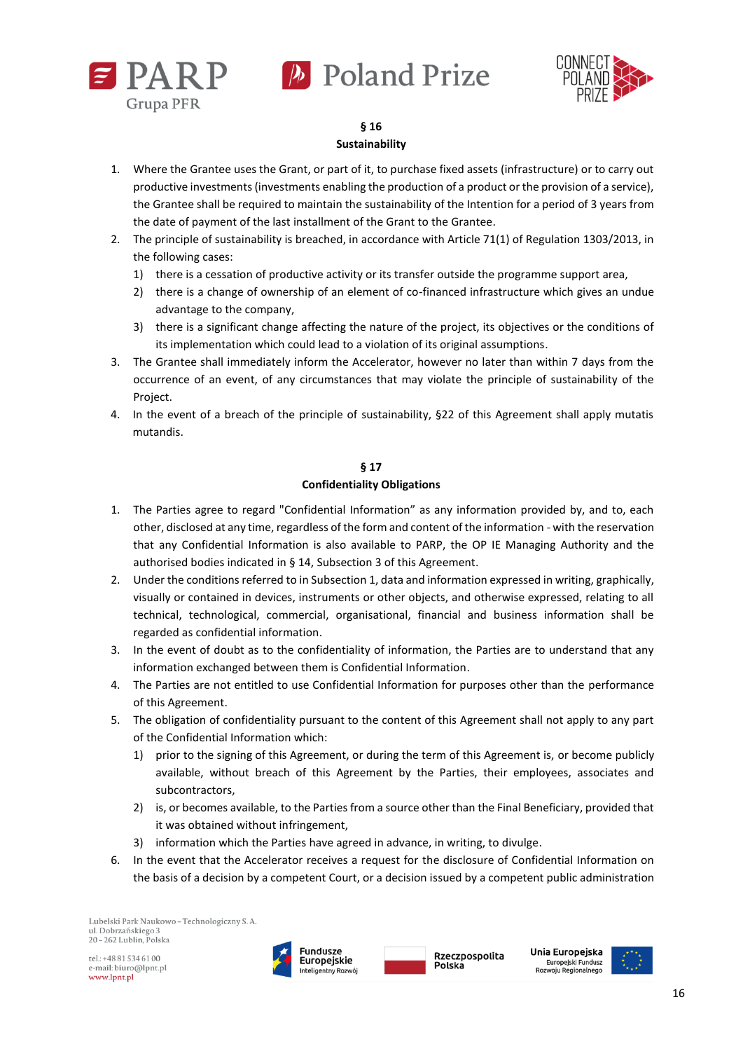## § 16
## Sustainability

1. Where the Grantee uses the Grant, or part of it, to purchase fixed assets (infrastructure) or to carry out productive investments (investments enabling the production of a product or the provision of a service), the Grantee shall be required to maintain the sustainability of the Intention for a period of 3 years from the date of payment of the last installment of the Grant to the Grantee.
2. The principle of sustainability is breached, in accordance with Article 71(1) of Regulation 1303/2013, in the following cases:
   1) there is a cessation of productive activity or its transfer outside the programme support area,
   2) there is a change of ownership of an element of co-financed infrastructure which gives an undue advantage to the company,
   3) there is a significant change affecting the nature of the project, its objectives or the conditions of its implementation which could lead to a violation of its original assumptions.
3. The Grantee shall immediately inform the Accelerator, however no later than within 7 days from the occurrence of an event, of any circumstances that may violate the principle of sustainability of the Project.
4. In the event of a breach of the principle of sustainability, §22 of this Agreement shall apply mutatis mutandis.

## § 17
## Confidentiality Obligations

1. The Parties agree to regard "Confidential Information" as any information provided by, and to, each other, disclosed at any time, regardless of the form and content of the information - with the reservation that any Confidential Information is also available to PARP, the OP IE Managing Authority and the authorised bodies indicated in § 14, Subsection 3 of this Agreement.
2. Under the conditions referred to in Subsection 1, data and information expressed in writing, graphically, visually or contained in devices, instruments or other objects, and otherwise expressed, relating to all technical, technological, commercial, organisational, financial and business information shall be regarded as confidential information.
3. In the event of doubt as to the confidentiality of information, the Parties are to understand that any information exchanged between them is Confidential Information.
4. The Parties are not entitled to use Confidential Information for purposes other than the performance of this Agreement.
5. The obligation of confidentiality pursuant to the content of this Agreement shall not apply to any part of the Confidential Information which:
   1) prior to the signing of this Agreement, or during the term of this Agreement is, or become publicly available, without breach of this Agreement by the Parties, their employees, associates and subcontractors,
   2) is, or becomes available, to the Parties from a source other than the Final Beneficiary, provided that it was obtained without infringement,
   3) information which the Parties have agreed in advance, in writing, to divulge.
6. In the event that the Accelerator receives a request for the disclosure of Confidential Information on the basis of a decision by a competent Court, or a decision issued by a competent public administration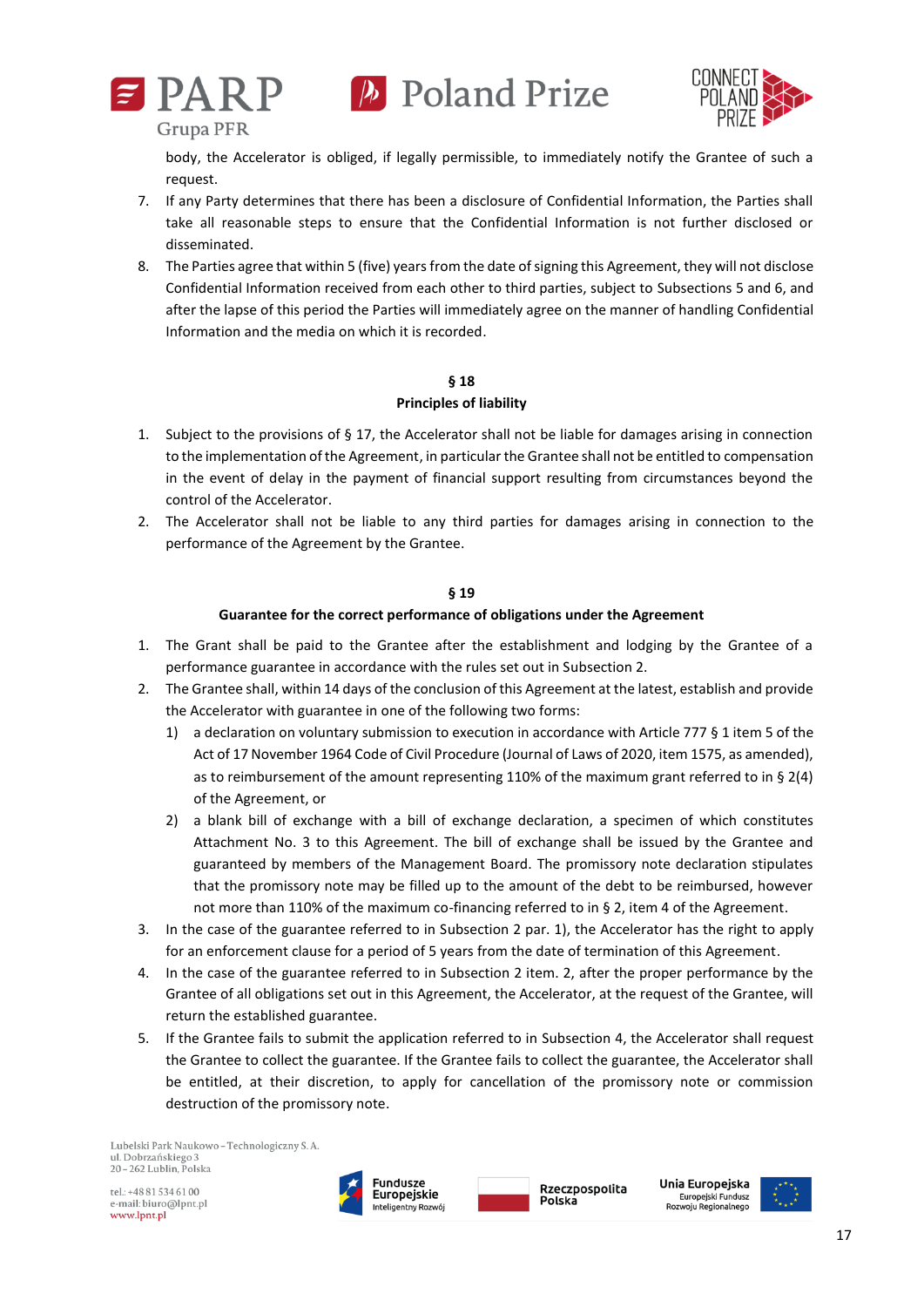body, the Accelerator is obliged, if legally permissible, to immediately notify the Grantee of such a request.

7. If any Party determines that there has been a disclosure of Confidential Information, the Parties shall take all reasonable steps to ensure that the Confidential Information is not further disclosed or disseminated.
8. The Parties agree that within 5 (five) years from the date of signing this Agreement, they will not disclose Confidential Information received from each other to third parties, subject to Subsections 5 and 6, and after the lapse of this period the Parties will immediately agree on the manner of handling Confidential Information and the media on which it is recorded.

**§ 18**
**Principles of liability**

1. Subject to the provisions of § 17, the Accelerator shall not be liable for damages arising in connection to the implementation of the Agreement, in particular the Grantee shall not be entitled to compensation in the event of delay in the payment of financial support resulting from circumstances beyond the control of the Accelerator.
2. The Accelerator shall not be liable to any third parties for damages arising in connection to the performance of the Agreement by the Grantee.

**§ 19**
**Guarantee for the correct performance of obligations under the Agreement**

1. The Grant shall be paid to the Grantee after the establishment and lodging by the Grantee of a performance guarantee in accordance with the rules set out in Subsection 2.
2. The Grantee shall, within 14 days of the conclusion of this Agreement at the latest, establish and provide the Accelerator with guarantee in one of the following two forms:
   1) a declaration on voluntary submission to execution in accordance with Article 777 § 1 item 5 of the Act of 17 November 1964 Code of Civil Procedure (Journal of Laws of 2020, item 1575, as amended), as to reimbursement of the amount representing 110% of the maximum grant referred to in § 2(4) of the Agreement, or
   2) a blank bill of exchange with a bill of exchange declaration, a specimen of which constitutes Attachment No. 3 to this Agreement. The bill of exchange shall be issued by the Grantee and guaranteed by members of the Management Board. The promissory note declaration stipulates that the promissory note may be filled up to the amount of the debt to be reimbursed, however not more than 110% of the maximum co-financing referred to in § 2, item 4 of the Agreement.
3. In the case of the guarantee referred to in Subsection 2 par. 1), the Accelerator has the right to apply for an enforcement clause for a period of 5 years from the date of termination of this Agreement.
4. In the case of the guarantee referred to in Subsection 2 item. 2, after the proper performance by the Grantee of all obligations set out in this Agreement, the Accelerator, at the request of the Grantee, will return the established guarantee.
5. If the Grantee fails to submit the application referred to in Subsection 4, the Accelerator shall request the Grantee to collect the guarantee. If the Grantee fails to collect the guarantee, the Accelerator shall be entitled, at their discretion, to apply for cancellation of the promissory note or commission destruction of the promissory note.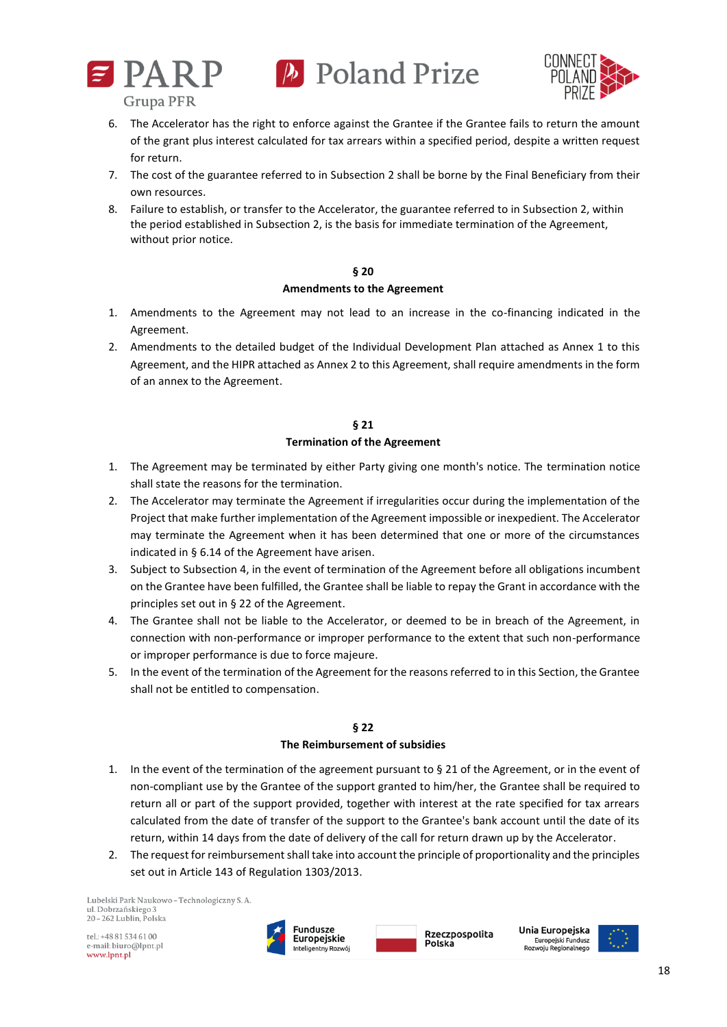6. The Accelerator has the right to enforce against the Grantee if the Grantee fails to return the amount of the grant plus interest calculated for tax arrears within a specified period, despite a written request for return.
7. The cost of the guarantee referred to in Subsection 2 shall be borne by the Final Beneficiary from their own resources.
8. Failure to establish, or transfer to the Accelerator, the guarantee referred to in Subsection 2, within the period established in Subsection 2, is the basis for immediate termination of the Agreement, without prior notice.

## § 20
## Amendments to the Agreement

1. Amendments to the Agreement may not lead to an increase in the co-financing indicated in the Agreement.
2. Amendments to the detailed budget of the Individual Development Plan attached as Annex 1 to this Agreement, and the HIPR attached as Annex 2 to this Agreement, shall require amendments in the form of an annex to the Agreement.

## § 21
## Termination of the Agreement

1. The Agreement may be terminated by either Party giving one month's notice. The termination notice shall state the reasons for the termination.
2. The Accelerator may terminate the Agreement if irregularities occur during the implementation of the Project that make further implementation of the Agreement impossible or inexpedient. The Accelerator may terminate the Agreement when it has been determined that one or more of the circumstances indicated in § 6.14 of the Agreement have arisen.
3. Subject to Subsection 4, in the event of termination of the Agreement before all obligations incumbent on the Grantee have been fulfilled, the Grantee shall be liable to repay the Grant in accordance with the principles set out in § 22 of the Agreement.
4. The Grantee shall not be liable to the Accelerator, or deemed to be in breach of the Agreement, in connection with non-performance or improper performance to the extent that such non-performance or improper performance is due to force majeure.
5. In the event of the termination of the Agreement for the reasons referred to in this Section, the Grantee shall not be entitled to compensation.

## § 22
## The Reimbursement of subsidies

1. In the event of the termination of the agreement pursuant to § 21 of the Agreement, or in the event of non-compliant use by the Grantee of the support granted to him/her, the Grantee shall be required to return all or part of the support provided, together with interest at the rate specified for tax arrears calculated from the date of transfer of the support to the Grantee's bank account until the date of its return, within 14 days from the date of delivery of the call for return drawn up by the Accelerator.
2. The request for reimbursement shall take into account the principle of proportionality and the principles set out in Article 143 of Regulation 1303/2013.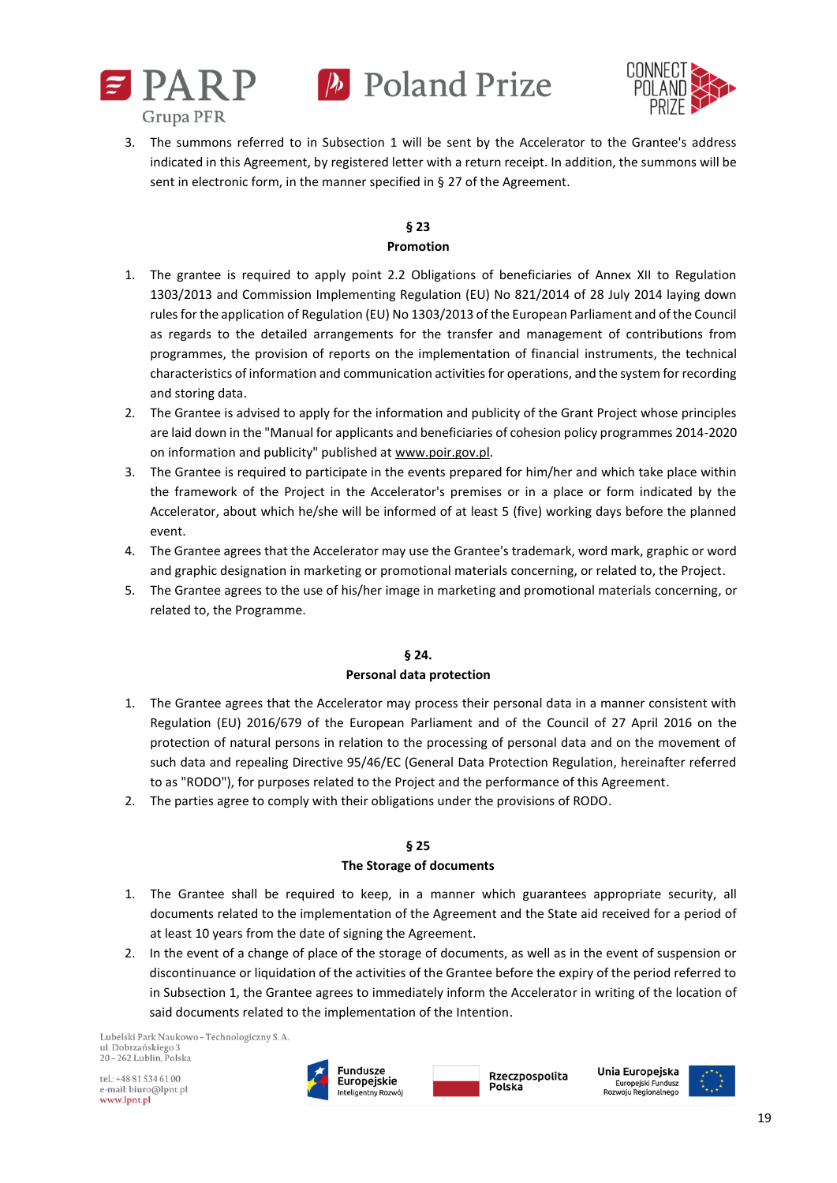3. The summons referred to in Subsection 1 will be sent by the Accelerator to the Grantee's address indicated in this Agreement, by registered letter with a return receipt. In addition, the summons will be sent in electronic form, in the manner specified in § 27 of the Agreement.

## § 23
## Promotion

1. The grantee is required to apply point 2.2 Obligations of beneficiaries of Annex XII to Regulation 1303/2013 and Commission Implementing Regulation (EU) No 821/2014 of 28 July 2014 laying down rules for the application of Regulation (EU) No 1303/2013 of the European Parliament and of the Council as regards to the detailed arrangements for the transfer and management of contributions from programmes, the provision of reports on the implementation of financial instruments, the technical characteristics of information and communication activities for operations, and the system for recording and storing data.
2. The Grantee is advised to apply for the information and publicity of the Grant Project whose principles are laid down in the "Manual for applicants and beneficiaries of cohesion policy programmes 2014-2020 on information and publicity" published at www.poir.gov.pl.
3. The Grantee is required to participate in the events prepared for him/her and which take place within the framework of the Project in the Accelerator's premises or in a place or form indicated by the Accelerator, about which he/she will be informed of at least 5 (five) working days before the planned event.
4. The Grantee agrees that the Accelerator may use the Grantee's trademark, word mark, graphic or word and graphic designation in marketing or promotional materials concerning, or related to, the Project.
5. The Grantee agrees to the use of his/her image in marketing and promotional materials concerning, or related to, the Programme.

## § 24.
## Personal data protection

1. The Grantee agrees that the Accelerator may process their personal data in a manner consistent with Regulation (EU) 2016/679 of the European Parliament and of the Council of 27 April 2016 on the protection of natural persons in relation to the processing of personal data and on the movement of such data and repealing Directive 95/46/EC (General Data Protection Regulation, hereinafter referred to as "RODO"), for purposes related to the Project and the performance of this Agreement.
2. The parties agree to comply with their obligations under the provisions of RODO.

## § 25
## The Storage of documents

1. The Grantee shall be required to keep, in a manner which guarantees appropriate security, all documents related to the implementation of the Agreement and the State aid received for a period of at least 10 years from the date of signing the Agreement.
2. In the event of a change of place of the storage of documents, as well as in the event of suspension or discontinuance or liquidation of the activities of the Grantee before the expiry of the period referred to in Subsection 1, the Grantee agrees to immediately inform the Accelerator in writing of the location of said documents related to the implementation of the Intention.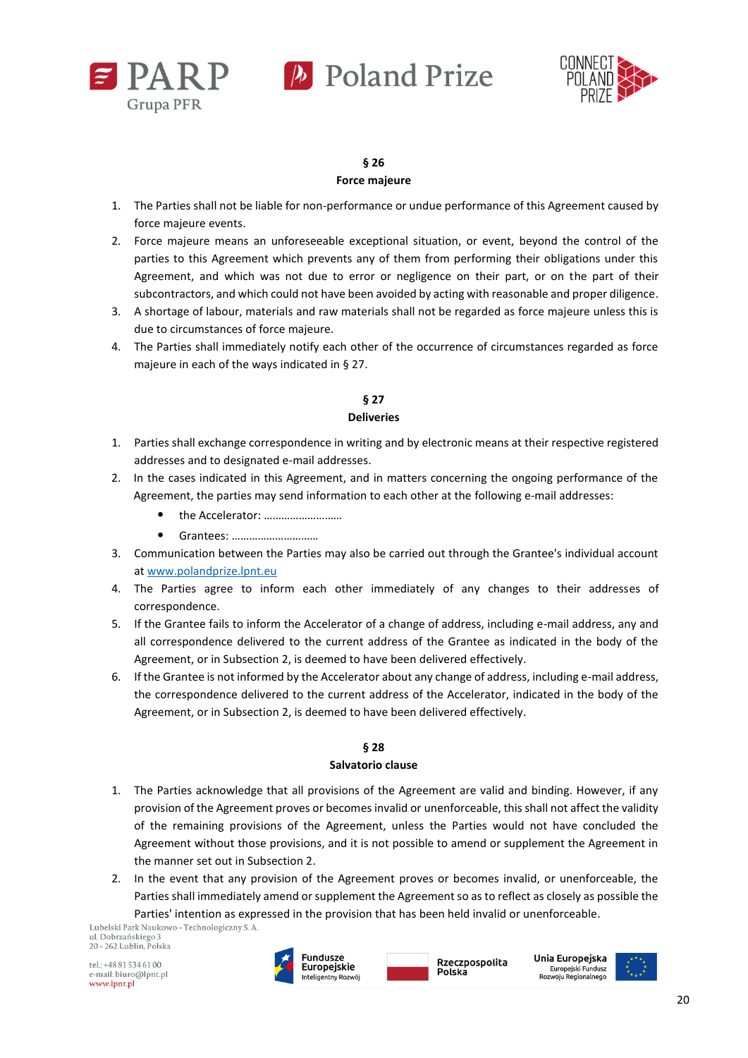## § 26

## Force majeure

1. The Parties shall not be liable for non-performance or undue performance of this Agreement caused by force majeure events.
2. Force majeure means an unforeseeable exceptional situation, or event, beyond the control of the parties to this Agreement which prevents any of them from performing their obligations under this Agreement, and which was not due to error or negligence on their part, or on the part of their subcontractors, and which could not have been avoided by acting with reasonable and proper diligence.
3. A shortage of labour, materials and raw materials shall not be regarded as force majeure unless this is due to circumstances of force majeure.
4. The Parties shall immediately notify each other of the occurrence of circumstances regarded as force majeure in each of the ways indicated in § 27.

## § 27

## Deliveries

1. Parties shall exchange correspondence in writing and by electronic means at their respective registered addresses and to designated e-mail addresses.
2. In the cases indicated in this Agreement, and in matters concerning the ongoing performance of the Agreement, the parties may send information to each other at the following e-mail addresses:
   - the Accelerator: ………………………
   - Grantees: …………………………
3. Communication between the Parties may also be carried out through the Grantee's individual account at www.polandprize.lpnt.eu
4. The Parties agree to inform each other immediately of any changes to their addresses of correspondence.
5. If the Grantee fails to inform the Accelerator of a change of address, including e-mail address, any and all correspondence delivered to the current address of the Grantee as indicated in the body of the Agreement, or in Subsection 2, is deemed to have been delivered effectively.
6. If the Grantee is not informed by the Accelerator about any change of address, including e-mail address, the correspondence delivered to the current address of the Accelerator, indicated in the body of the Agreement, or in Subsection 2, is deemed to have been delivered effectively.

## § 28

## Salvatorio clause

1. The Parties acknowledge that all provisions of the Agreement are valid and binding. However, if any provision of the Agreement proves or becomes invalid or unenforceable, this shall not affect the validity of the remaining provisions of the Agreement, unless the Parties would not have concluded the Agreement without those provisions, and it is not possible to amend or supplement the Agreement in the manner set out in Subsection 2.
2. In the event that any provision of the Agreement proves or becomes invalid, or unenforceable, the Parties shall immediately amend or supplement the Agreement so as to reflect as closely as possible the Parties' intention as expressed in the provision that has been held invalid or unenforceable.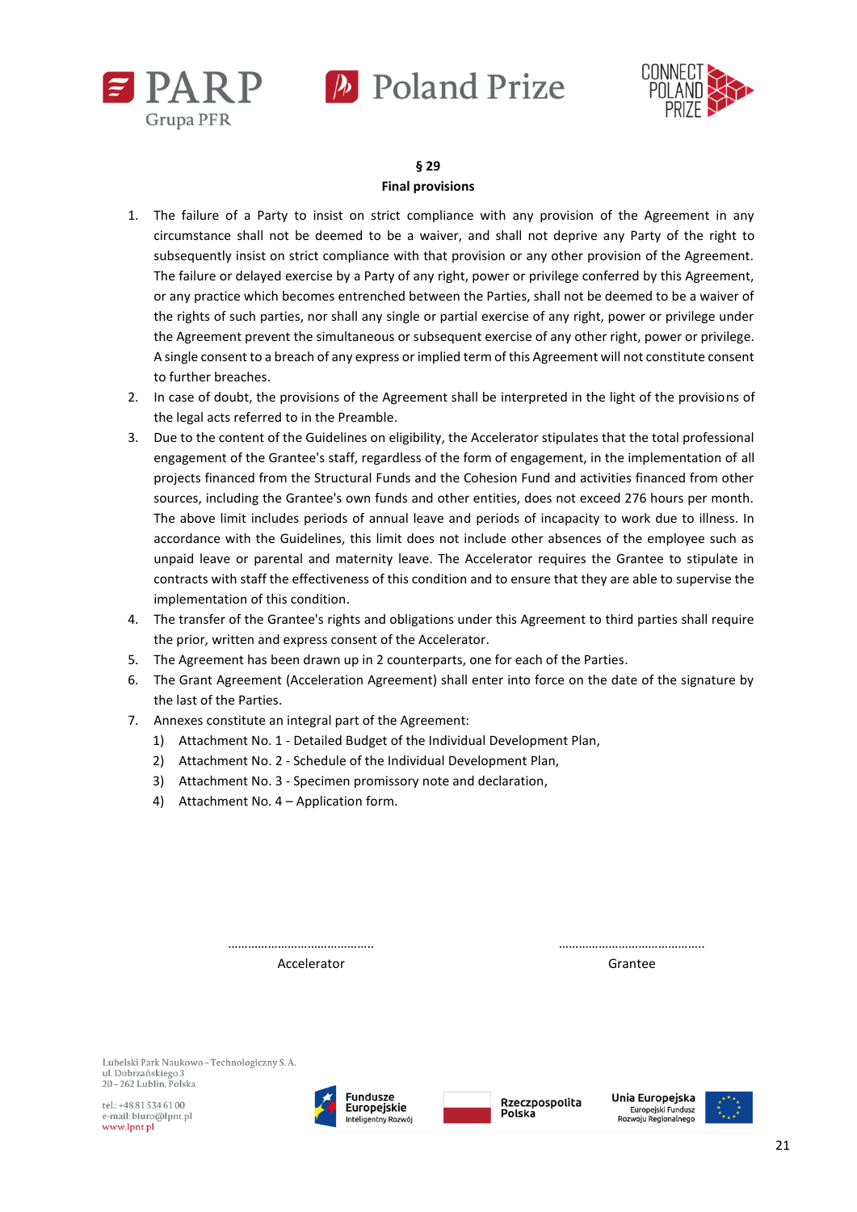## § 29
## Final provisions

1. The failure of a Party to insist on strict compliance with any provision of the Agreement in any circumstance shall not be deemed to be a waiver, and shall not deprive any Party of the right to subsequently insist on strict compliance with that provision or any other provision of the Agreement. The failure or delayed exercise by a Party of any right, power or privilege conferred by this Agreement, or any practice which becomes entrenched between the Parties, shall not be deemed to be a waiver of the rights of such parties, nor shall any single or partial exercise of any right, power or privilege under the Agreement prevent the simultaneous or subsequent exercise of any other right, power or privilege. A single consent to a breach of any express or implied term of this Agreement will not constitute consent to further breaches.
2. In case of doubt, the provisions of the Agreement shall be interpreted in the light of the provisions of the legal acts referred to in the Preamble.
3. Due to the content of the Guidelines on eligibility, the Accelerator stipulates that the total professional engagement of the Grantee's staff, regardless of the form of engagement, in the implementation of all projects financed from the Structural Funds and the Cohesion Fund and activities financed from other sources, including the Grantee's own funds and other entities, does not exceed 276 hours per month. The above limit includes periods of annual leave and periods of incapacity to work due to illness. In accordance with the Guidelines, this limit does not include other absences of the employee such as unpaid leave or parental and maternity leave. The Accelerator requires the Grantee to stipulate in contracts with staff the effectiveness of this condition and to ensure that they are able to supervise the implementation of this condition.
4. The transfer of the Grantee's rights and obligations under this Agreement to third parties shall require the prior, written and express consent of the Accelerator.
5. The Agreement has been drawn up in 2 counterparts, one for each of the Parties.
6. The Grant Agreement (Acceleration Agreement) shall enter into force on the date of the signature by the last of the Parties.
7. Annexes constitute an integral part of the Agreement:
   1) Attachment No. 1 - Detailed Budget of the Individual Development Plan,
   2) Attachment No. 2 - Schedule of the Individual Development Plan,
   3) Attachment No. 3 - Specimen promissory note and declaration,
   4) Attachment No. 4 – Application form.

| ……………………………………. | ……………………………………. |
|---|---|
| Accelerator | Grantee |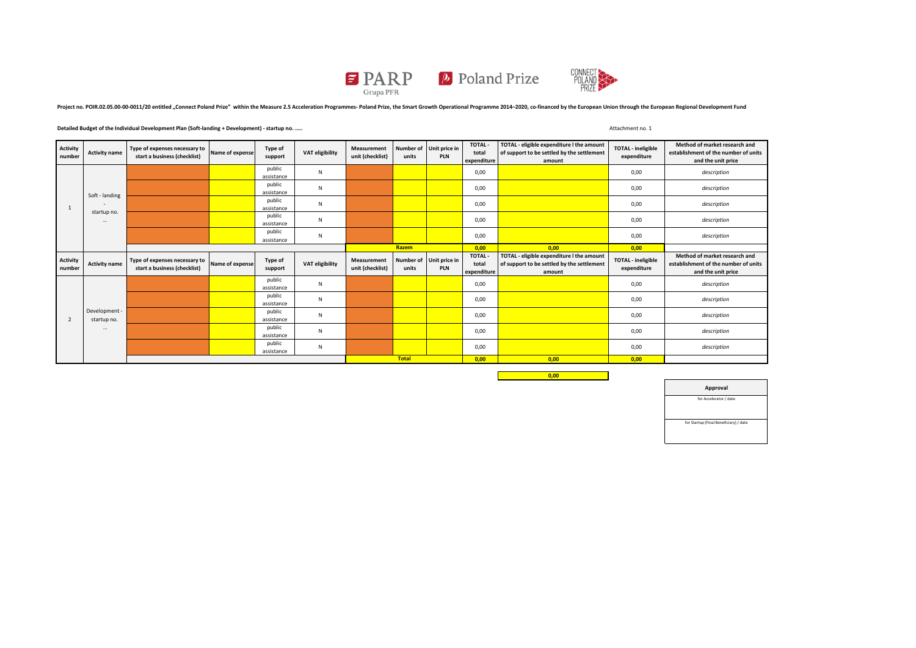Project no. POIR.02.05.00-00-0011/20 entitled „Connect Poland Prize" within the Measure 2.5 Acceleration Programmes- Poland Prize, the Smart Growth Operational Programme 2014–2020, co-financed by the European Union through the European Regional Development Fund

**Detailed Budget of the Individual Development Plan (Soft-landing + Development) - startup no. .....**

Attachment no. 1

| Activity number | Activity name | Type of expenses necessary to start a business (checklist) | Name of expense | Type of support | VAT eligibility | Measurement unit (checklist) | Number of units | Unit price in PLN | TOTAL - total expenditure | TOTAL - eligible expenditure I the amount of support to be settled by the settlement amount | TOTAL - ineligible expenditure | Method of market research and establishment of the number of units and the unit price |
|---|---|---|---|---|---|---|---|---|---|---|---|---|
| 1 | Soft - landing - startup no. ... | | | public assistance | N | | | | 0,00 | | 0,00 | *description* |
| | | | | public assistance | N | | | | 0,00 | | 0,00 | *description* |
| | | | | public assistance | N | | | | 0,00 | | 0,00 | *description* |
| | | | | public assistance | N | | | | 0,00 | | 0,00 | *description* |
| | | | | public assistance | N | | | | 0,00 | | 0,00 | *description* |
| | | | | | | | **Razem** | | **0,00** | **0,00** | **0,00** | |

| Activity number | Activity name | Type of expenses necessary to start a business (checklist) | Name of expense | Type of support | VAT eligibility | Measurement unit (checklist) | Number of units | Unit price in PLN | TOTAL - total expenditure | TOTAL - eligible expenditure I the amount of support to be settled by the settlement amount | TOTAL - ineligible expenditure | Method of market research and establishment of the number of units and the unit price |
|---|---|---|---|---|---|---|---|---|---|---|---|---|
| 2 | Development - startup no. ... | | | public assistance | N | | | | 0,00 | | 0,00 | *description* |
| | | | | public assistance | N | | | | 0,00 | | 0,00 | *description* |
| | | | | public assistance | N | | | | 0,00 | | 0,00 | *description* |
| | | | | public assistance | N | | | | 0,00 | | 0,00 | *description* |
| | | | | public assistance | N | | | | 0,00 | | 0,00 | *description* |
| | | | | | | | **Total** | | **0,00** | **0,00** | **0,00** | |

**0,00**

| Approval |
|---|
| for Accelerator / date |
| for Startup (Final Beneficiary) / date |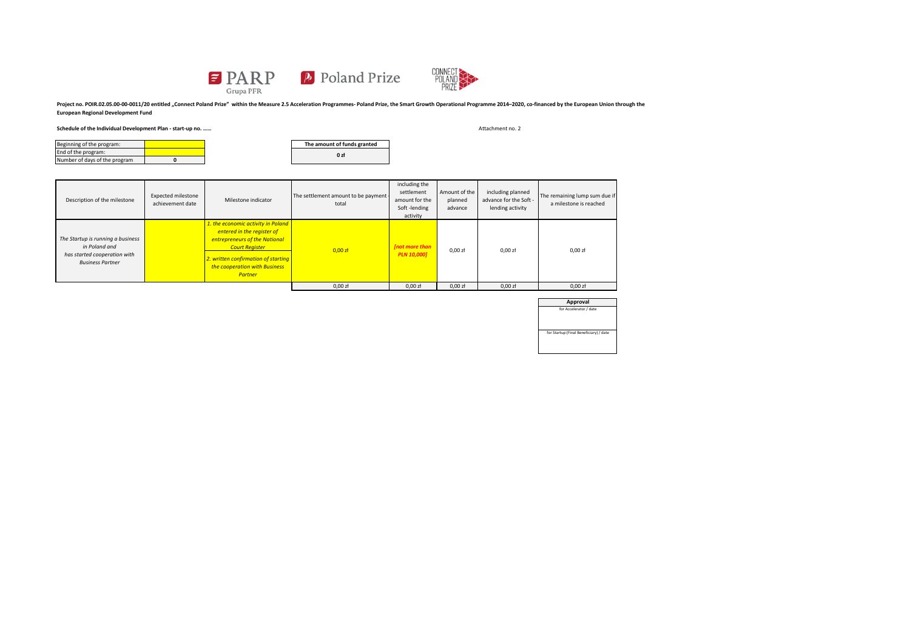PARP Grupa PFR · Poland Prize · CONNECT POLAND PRIZE

**Project no. POIR.02.05.00-00-0011/20 entitled „Connect Poland Prize" within the Measure 2.5 Acceleration Programmes- Poland Prize, the Smart Growth Operational Programme 2014–2020, co-financed by the European Union through the European Regional Development Fund**

**Schedule of the Individual Development Plan - start-up no. ……**

Attachment no. 2

| | |
|---|---|
| Beginning of the program: | |
| End of the program: | |
| Number of days of the program | 0 |

| The amount of funds granted |
|---|
| 0 zł |

| Description of the milestone | Expected milestone achievement date | Milestone indicator | The settlement amount to be payment - total | including the settlement amount for the Soft -lending activity | Amount of the planned advance | including planned advance for the Soft - lending activity | The remaining lump sum due if a milestone is reached |
|---|---|---|---|---|---|---|---|
| *The Startup is running a business in Poland and has started cooperation with Business Partner* | | *1. the economic activity in Poland entered in the register of entrepreneurs of the National Court Register*<br>*2. written confirmation of starting the cooperation with Business Partner* | 0,00 zł | *[not more than PLN 10,000]* | 0,00 zł | 0,00 zł | 0,00 zł |
| | | | 0,00 zł | 0,00 zł | 0,00 zł | 0,00 zł | 0,00 zł |

| **Approval** |
|---|
| for Accelerator / date |
| |
| for Startup (Final Beneficiary) / date |
| |